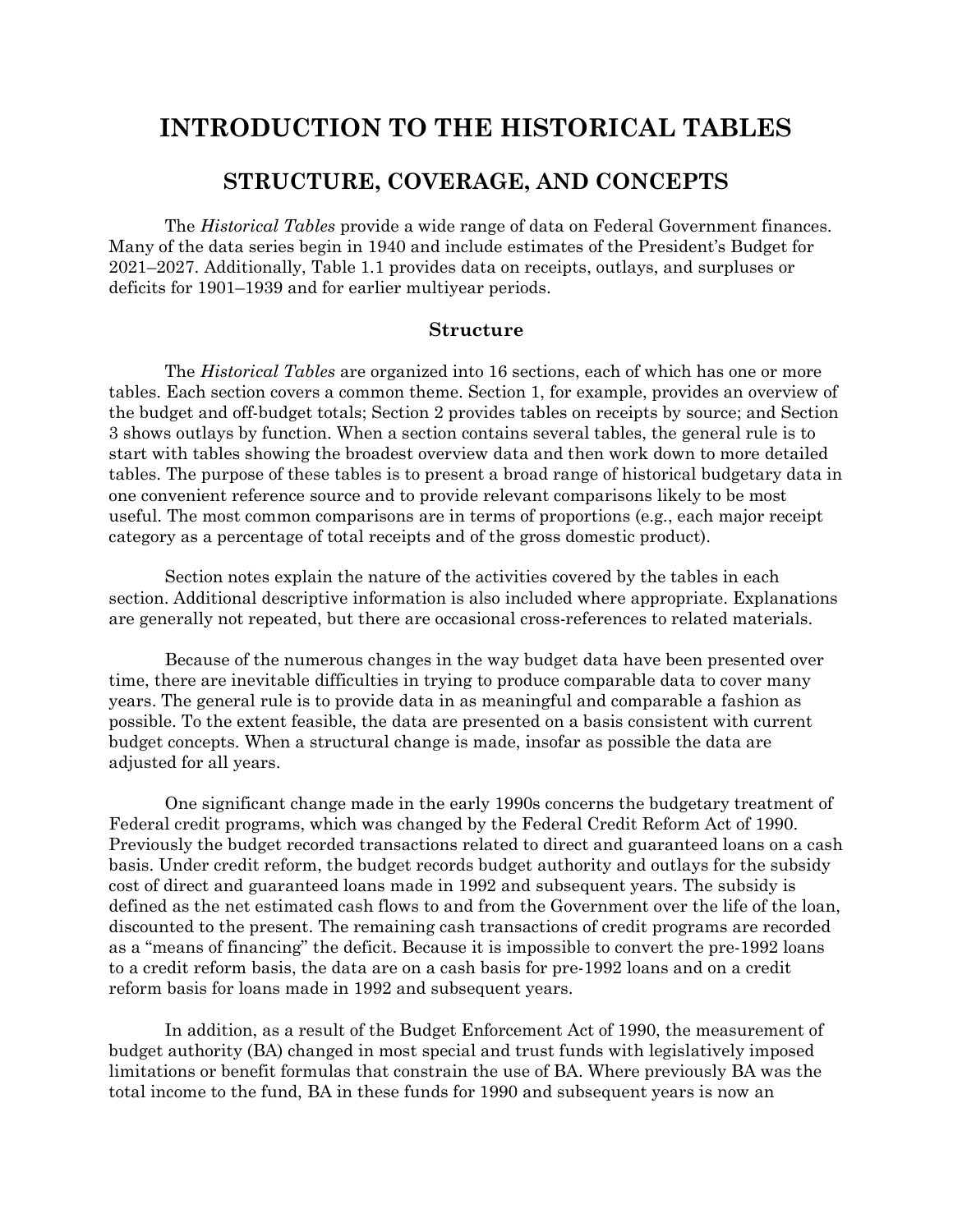# INTRODUCTION TO THE HISTORICAL TABLES

## STRUCTURE, COVERAGE, AND CONCEPTS

The *Historical Tables* provide a wide range of data on Federal Government finances. Many of the data series begin in 1940 and include estimates of the President's Budget for 2021–2027. Additionally, Table 1.1 provides data on receipts, outlays, and surpluses or deficits for 1901–1939 and for earlier multiyear periods.

### Structure

The *Historical Tables* are organized into 16 sections, each of which has one or more tables. Each section covers a common theme. Section 1, for example, provides an overview of the budget and off-budget totals; Section 2 provides tables on receipts by source; and Section 3 shows outlays by function. When a section contains several tables, the general rule is to start with tables showing the broadest overview data and then work down to more detailed tables. The purpose of these tables is to present a broad range of historical budgetary data in one convenient reference source and to provide relevant comparisons likely to be most useful. The most common comparisons are in terms of proportions (e.g., each major receipt category as a percentage of total receipts and of the gross domestic product).

Section notes explain the nature of the activities covered by the tables in each section. Additional descriptive information is also included where appropriate. Explanations are generally not repeated, but there are occasional cross-references to related materials.

Because of the numerous changes in the way budget data have been presented over time, there are inevitable difficulties in trying to produce comparable data to cover many years. The general rule is to provide data in as meaningful and comparable a fashion as possible. To the extent feasible, the data are presented on a basis consistent with current budget concepts. When a structural change is made, insofar as possible the data are adjusted for all years.

One significant change made in the early 1990s concerns the budgetary treatment of Federal credit programs, which was changed by the Federal Credit Reform Act of 1990. Previously the budget recorded transactions related to direct and guaranteed loans on a cash basis. Under credit reform, the budget records budget authority and outlays for the subsidy cost of direct and guaranteed loans made in 1992 and subsequent years. The subsidy is defined as the net estimated cash flows to and from the Government over the life of the loan, discounted to the present. The remaining cash transactions of credit programs are recorded as a "means of financing" the deficit. Because it is impossible to convert the pre-1992 loans to a credit reform basis, the data are on a cash basis for pre-1992 loans and on a credit reform basis for loans made in 1992 and subsequent years.

In addition, as a result of the Budget Enforcement Act of 1990, the measurement of budget authority (BA) changed in most special and trust funds with legislatively imposed limitations or benefit formulas that constrain the use of BA. Where previously BA was the total income to the fund, BA in these funds for 1990 and subsequent years is now an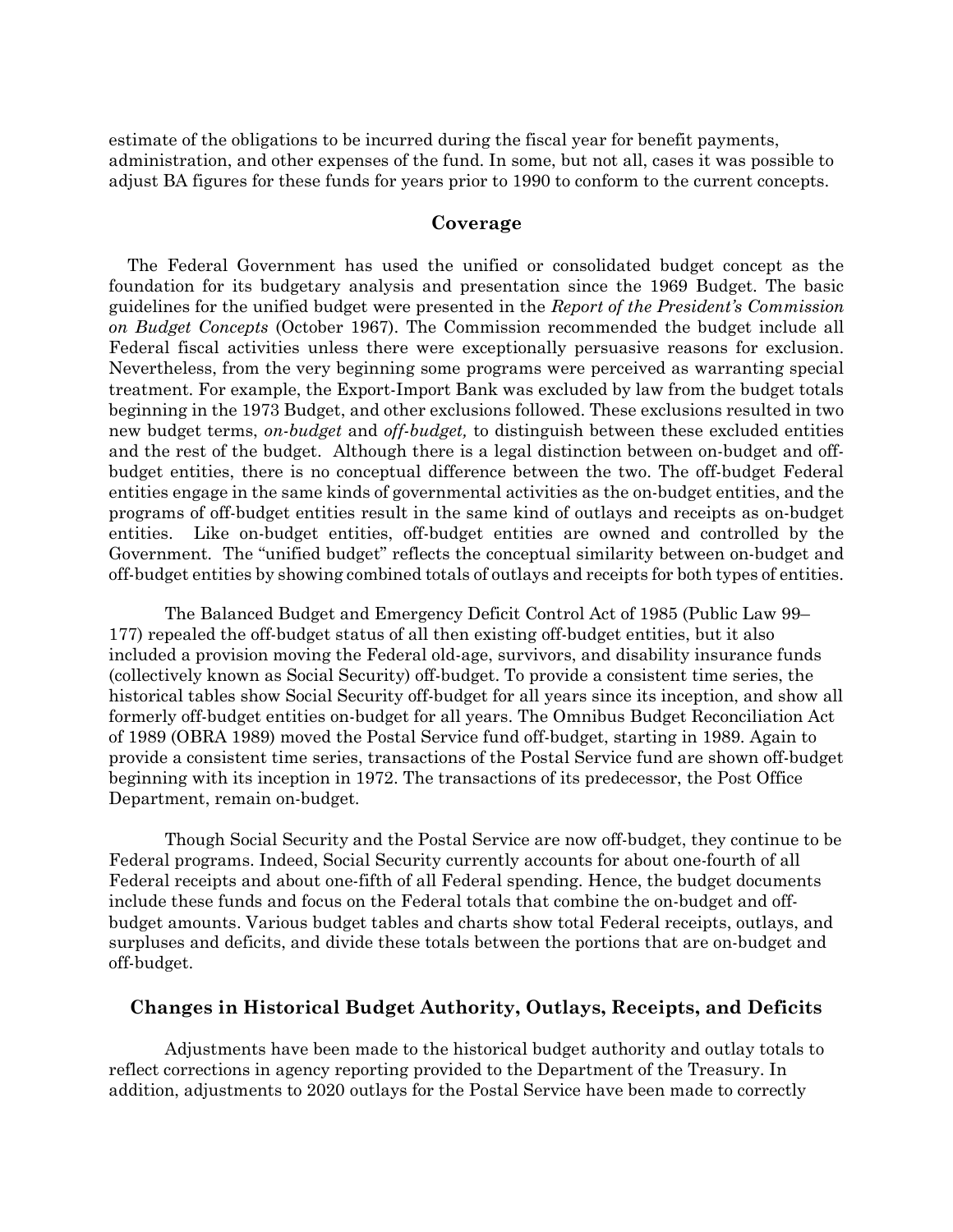estimate of the obligations to be incurred during the fiscal year for benefit payments, administration, and other expenses of the fund. In some, but not all, cases it was possible to adjust BA figures for these funds for years prior to 1990 to conform to the current concepts.

## Coverage

The Federal Government has used the unified or consolidated budget concept as the foundation for its budgetary analysis and presentation since the 1969 Budget. The basic guidelines for the unified budget were presented in the *Report of the President's Commission on Budget Concepts* (October 1967). The Commission recommended the budget include all Federal fiscal activities unless there were exceptionally persuasive reasons for exclusion. Nevertheless, from the very beginning some programs were perceived as warranting special treatment. For example, the Export-Import Bank was excluded by law from the budget totals beginning in the 1973 Budget, and other exclusions followed. These exclusions resulted in two new budget terms, *on-budget* and *off-budget,* to distinguish between these excluded entities and the rest of the budget. Although there is a legal distinction between on-budget and off-budget entities, there is no conceptual difference between the two. The off-budget Federal entities engage in the same kinds of governmental activities as the on-budget entities, and the programs of off-budget entities result in the same kind of outlays and receipts as on-budget entities. Like on-budget entities, off-budget entities are owned and controlled by the Government. The "unified budget" reflects the conceptual similarity between on-budget and off-budget entities by showing combined totals of outlays and receipts for both types of entities.

The Balanced Budget and Emergency Deficit Control Act of 1985 (Public Law 99–177) repealed the off-budget status of all then existing off-budget entities, but it also included a provision moving the Federal old-age, survivors, and disability insurance funds (collectively known as Social Security) off-budget. To provide a consistent time series, the historical tables show Social Security off-budget for all years since its inception, and show all formerly off-budget entities on-budget for all years. The Omnibus Budget Reconciliation Act of 1989 (OBRA 1989) moved the Postal Service fund off-budget, starting in 1989. Again to provide a consistent time series, transactions of the Postal Service fund are shown off-budget beginning with its inception in 1972. The transactions of its predecessor, the Post Office Department, remain on-budget.

Though Social Security and the Postal Service are now off-budget, they continue to be Federal programs. Indeed, Social Security currently accounts for about one-fourth of all Federal receipts and about one-fifth of all Federal spending. Hence, the budget documents include these funds and focus on the Federal totals that combine the on-budget and off-budget amounts. Various budget tables and charts show total Federal receipts, outlays, and surpluses and deficits, and divide these totals between the portions that are on-budget and off-budget.

## Changes in Historical Budget Authority, Outlays, Receipts, and Deficits

Adjustments have been made to the historical budget authority and outlay totals to reflect corrections in agency reporting provided to the Department of the Treasury. In addition, adjustments to 2020 outlays for the Postal Service have been made to correctly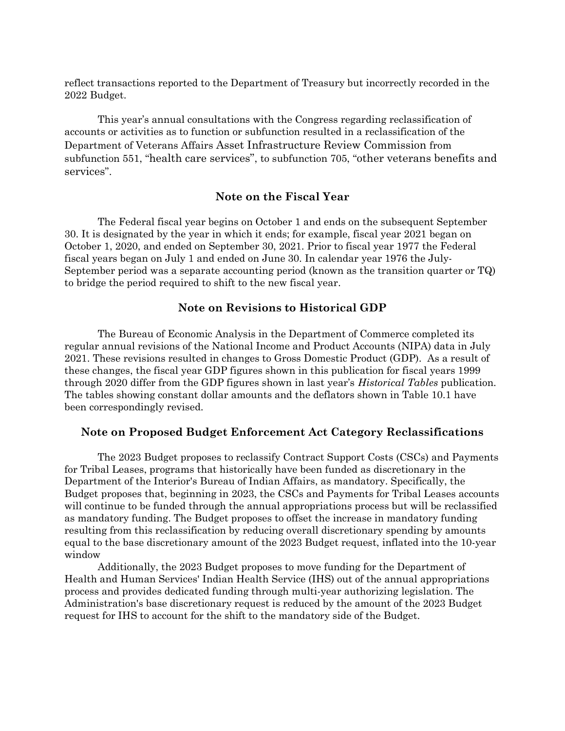reflect transactions reported to the Department of Treasury but incorrectly recorded in the 2022 Budget.

This year's annual consultations with the Congress regarding reclassification of accounts or activities as to function or subfunction resulted in a reclassification of the Department of Veterans Affairs Asset Infrastructure Review Commission from subfunction 551, "health care services", to subfunction 705, "other veterans benefits and services".

## Note on the Fiscal Year

The Federal fiscal year begins on October 1 and ends on the subsequent September 30. It is designated by the year in which it ends; for example, fiscal year 2021 began on October 1, 2020, and ended on September 30, 2021. Prior to fiscal year 1977 the Federal fiscal years began on July 1 and ended on June 30. In calendar year 1976 the July-September period was a separate accounting period (known as the transition quarter or TQ) to bridge the period required to shift to the new fiscal year.

## Note on Revisions to Historical GDP

The Bureau of Economic Analysis in the Department of Commerce completed its regular annual revisions of the National Income and Product Accounts (NIPA) data in July 2021. These revisions resulted in changes to Gross Domestic Product (GDP). As a result of these changes, the fiscal year GDP figures shown in this publication for fiscal years 1999 through 2020 differ from the GDP figures shown in last year's *Historical Tables* publication. The tables showing constant dollar amounts and the deflators shown in Table 10.1 have been correspondingly revised.

## Note on Proposed Budget Enforcement Act Category Reclassifications

The 2023 Budget proposes to reclassify Contract Support Costs (CSCs) and Payments for Tribal Leases, programs that historically have been funded as discretionary in the Department of the Interior's Bureau of Indian Affairs, as mandatory. Specifically, the Budget proposes that, beginning in 2023, the CSCs and Payments for Tribal Leases accounts will continue to be funded through the annual appropriations process but will be reclassified as mandatory funding. The Budget proposes to offset the increase in mandatory funding resulting from this reclassification by reducing overall discretionary spending by amounts equal to the base discretionary amount of the 2023 Budget request, inflated into the 10-year window

Additionally, the 2023 Budget proposes to move funding for the Department of Health and Human Services' Indian Health Service (IHS) out of the annual appropriations process and provides dedicated funding through multi-year authorizing legislation. The Administration's base discretionary request is reduced by the amount of the 2023 Budget request for IHS to account for the shift to the mandatory side of the Budget.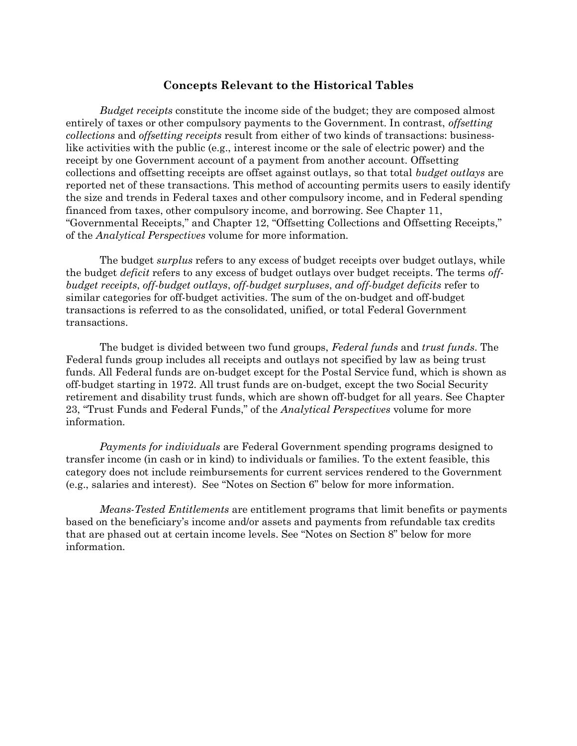## Concepts Relevant to the Historical Tables

*Budget receipts* constitute the income side of the budget; they are composed almost entirely of taxes or other compulsory payments to the Government. In contrast, *offsetting collections* and *offsetting receipts* result from either of two kinds of transactions: business-like activities with the public (e.g., interest income or the sale of electric power) and the receipt by one Government account of a payment from another account. Offsetting collections and offsetting receipts are offset against outlays, so that total *budget outlays* are reported net of these transactions. This method of accounting permits users to easily identify the size and trends in Federal taxes and other compulsory income, and in Federal spending financed from taxes, other compulsory income, and borrowing. See Chapter 11, "Governmental Receipts," and Chapter 12, "Offsetting Collections and Offsetting Receipts," of the *Analytical Perspectives* volume for more information.

The budget *surplus* refers to any excess of budget receipts over budget outlays, while the budget *deficit* refers to any excess of budget outlays over budget receipts. The terms *off-budget receipts*, *off-budget outlays*, *off-budget surpluses*, *and off-budget deficits* refer to similar categories for off-budget activities. The sum of the on-budget and off-budget transactions is referred to as the consolidated, unified, or total Federal Government transactions.

The budget is divided between two fund groups, *Federal funds* and *trust funds*. The Federal funds group includes all receipts and outlays not specified by law as being trust funds. All Federal funds are on-budget except for the Postal Service fund, which is shown as off-budget starting in 1972. All trust funds are on-budget, except the two Social Security retirement and disability trust funds, which are shown off-budget for all years. See Chapter 23, "Trust Funds and Federal Funds," of the *Analytical Perspectives* volume for more information.

*Payments for individuals* are Federal Government spending programs designed to transfer income (in cash or in kind) to individuals or families. To the extent feasible, this category does not include reimbursements for current services rendered to the Government (e.g., salaries and interest). See "Notes on Section 6" below for more information.

*Means-Tested Entitlements* are entitlement programs that limit benefits or payments based on the beneficiary's income and/or assets and payments from refundable tax credits that are phased out at certain income levels. See "Notes on Section 8" below for more information.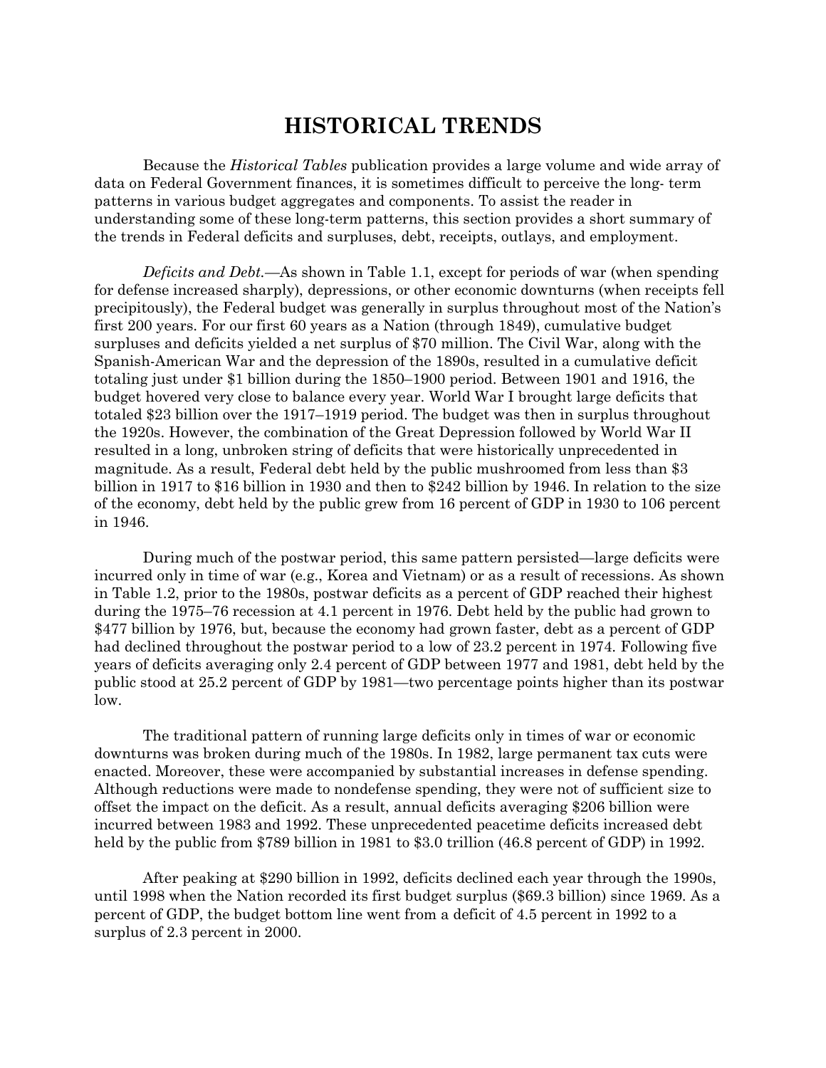# HISTORICAL TRENDS

Because the *Historical Tables* publication provides a large volume and wide array of data on Federal Government finances, it is sometimes difficult to perceive the long- term patterns in various budget aggregates and components. To assist the reader in understanding some of these long-term patterns, this section provides a short summary of the trends in Federal deficits and surpluses, debt, receipts, outlays, and employment.

*Deficits and Debt.*—As shown in Table 1.1, except for periods of war (when spending for defense increased sharply), depressions, or other economic downturns (when receipts fell precipitously), the Federal budget was generally in surplus throughout most of the Nation's first 200 years. For our first 60 years as a Nation (through 1849), cumulative budget surpluses and deficits yielded a net surplus of $70 million. The Civil War, along with the Spanish-American War and the depression of the 1890s, resulted in a cumulative deficit totaling just under $1 billion during the 1850–1900 period. Between 1901 and 1916, the budget hovered very close to balance every year. World War I brought large deficits that totaled $23 billion over the 1917–1919 period. The budget was then in surplus throughout the 1920s. However, the combination of the Great Depression followed by World War II resulted in a long, unbroken string of deficits that were historically unprecedented in magnitude. As a result, Federal debt held by the public mushroomed from less than $3 billion in 1917 to $16 billion in 1930 and then to $242 billion by 1946. In relation to the size of the economy, debt held by the public grew from 16 percent of GDP in 1930 to 106 percent in 1946.

During much of the postwar period, this same pattern persisted—large deficits were incurred only in time of war (e.g., Korea and Vietnam) or as a result of recessions. As shown in Table 1.2, prior to the 1980s, postwar deficits as a percent of GDP reached their highest during the 1975–76 recession at 4.1 percent in 1976. Debt held by the public had grown to $477 billion by 1976, but, because the economy had grown faster, debt as a percent of GDP had declined throughout the postwar period to a low of 23.2 percent in 1974. Following five years of deficits averaging only 2.4 percent of GDP between 1977 and 1981, debt held by the public stood at 25.2 percent of GDP by 1981—two percentage points higher than its postwar low.

The traditional pattern of running large deficits only in times of war or economic downturns was broken during much of the 1980s. In 1982, large permanent tax cuts were enacted. Moreover, these were accompanied by substantial increases in defense spending. Although reductions were made to nondefense spending, they were not of sufficient size to offset the impact on the deficit. As a result, annual deficits averaging $206 billion were incurred between 1983 and 1992. These unprecedented peacetime deficits increased debt held by the public from $789 billion in 1981 to $3.0 trillion (46.8 percent of GDP) in 1992.

After peaking at $290 billion in 1992, deficits declined each year through the 1990s, until 1998 when the Nation recorded its first budget surplus ($69.3 billion) since 1969. As a percent of GDP, the budget bottom line went from a deficit of 4.5 percent in 1992 to a surplus of 2.3 percent in 2000.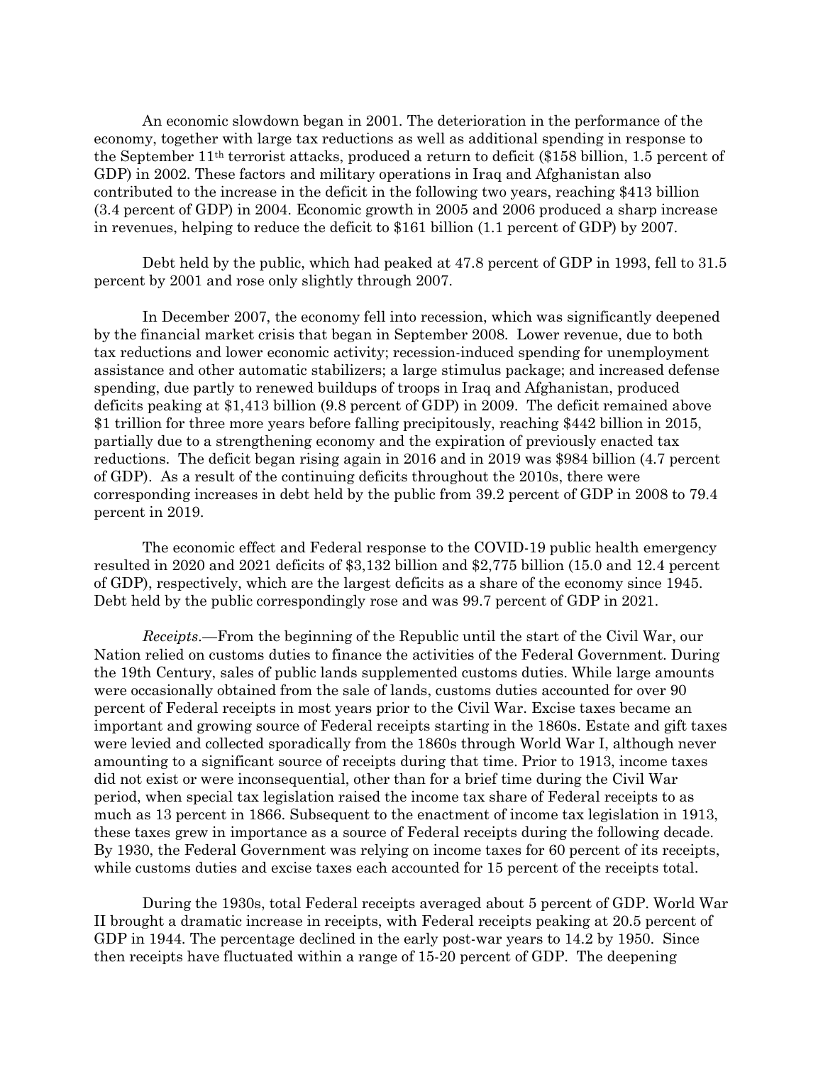An economic slowdown began in 2001. The deterioration in the performance of the economy, together with large tax reductions as well as additional spending in response to the September 11th terrorist attacks, produced a return to deficit ($158 billion, 1.5 percent of GDP) in 2002. These factors and military operations in Iraq and Afghanistan also contributed to the increase in the deficit in the following two years, reaching $413 billion (3.4 percent of GDP) in 2004. Economic growth in 2005 and 2006 produced a sharp increase in revenues, helping to reduce the deficit to $161 billion (1.1 percent of GDP) by 2007.

Debt held by the public, which had peaked at 47.8 percent of GDP in 1993, fell to 31.5 percent by 2001 and rose only slightly through 2007.

In December 2007, the economy fell into recession, which was significantly deepened by the financial market crisis that began in September 2008. Lower revenue, due to both tax reductions and lower economic activity; recession-induced spending for unemployment assistance and other automatic stabilizers; a large stimulus package; and increased defense spending, due partly to renewed buildups of troops in Iraq and Afghanistan, produced deficits peaking at $1,413 billion (9.8 percent of GDP) in 2009. The deficit remained above $1 trillion for three more years before falling precipitously, reaching $442 billion in 2015, partially due to a strengthening economy and the expiration of previously enacted tax reductions. The deficit began rising again in 2016 and in 2019 was $984 billion (4.7 percent of GDP). As a result of the continuing deficits throughout the 2010s, there were corresponding increases in debt held by the public from 39.2 percent of GDP in 2008 to 79.4 percent in 2019.

The economic effect and Federal response to the COVID-19 public health emergency resulted in 2020 and 2021 deficits of $3,132 billion and $2,775 billion (15.0 and 12.4 percent of GDP), respectively, which are the largest deficits as a share of the economy since 1945. Debt held by the public correspondingly rose and was 99.7 percent of GDP in 2021.

*Receipts*.—From the beginning of the Republic until the start of the Civil War, our Nation relied on customs duties to finance the activities of the Federal Government. During the 19th Century, sales of public lands supplemented customs duties. While large amounts were occasionally obtained from the sale of lands, customs duties accounted for over 90 percent of Federal receipts in most years prior to the Civil War. Excise taxes became an important and growing source of Federal receipts starting in the 1860s. Estate and gift taxes were levied and collected sporadically from the 1860s through World War I, although never amounting to a significant source of receipts during that time. Prior to 1913, income taxes did not exist or were inconsequential, other than for a brief time during the Civil War period, when special tax legislation raised the income tax share of Federal receipts to as much as 13 percent in 1866. Subsequent to the enactment of income tax legislation in 1913, these taxes grew in importance as a source of Federal receipts during the following decade. By 1930, the Federal Government was relying on income taxes for 60 percent of its receipts, while customs duties and excise taxes each accounted for 15 percent of the receipts total.

During the 1930s, total Federal receipts averaged about 5 percent of GDP. World War II brought a dramatic increase in receipts, with Federal receipts peaking at 20.5 percent of GDP in 1944. The percentage declined in the early post-war years to 14.2 by 1950. Since then receipts have fluctuated within a range of 15-20 percent of GDP. The deepening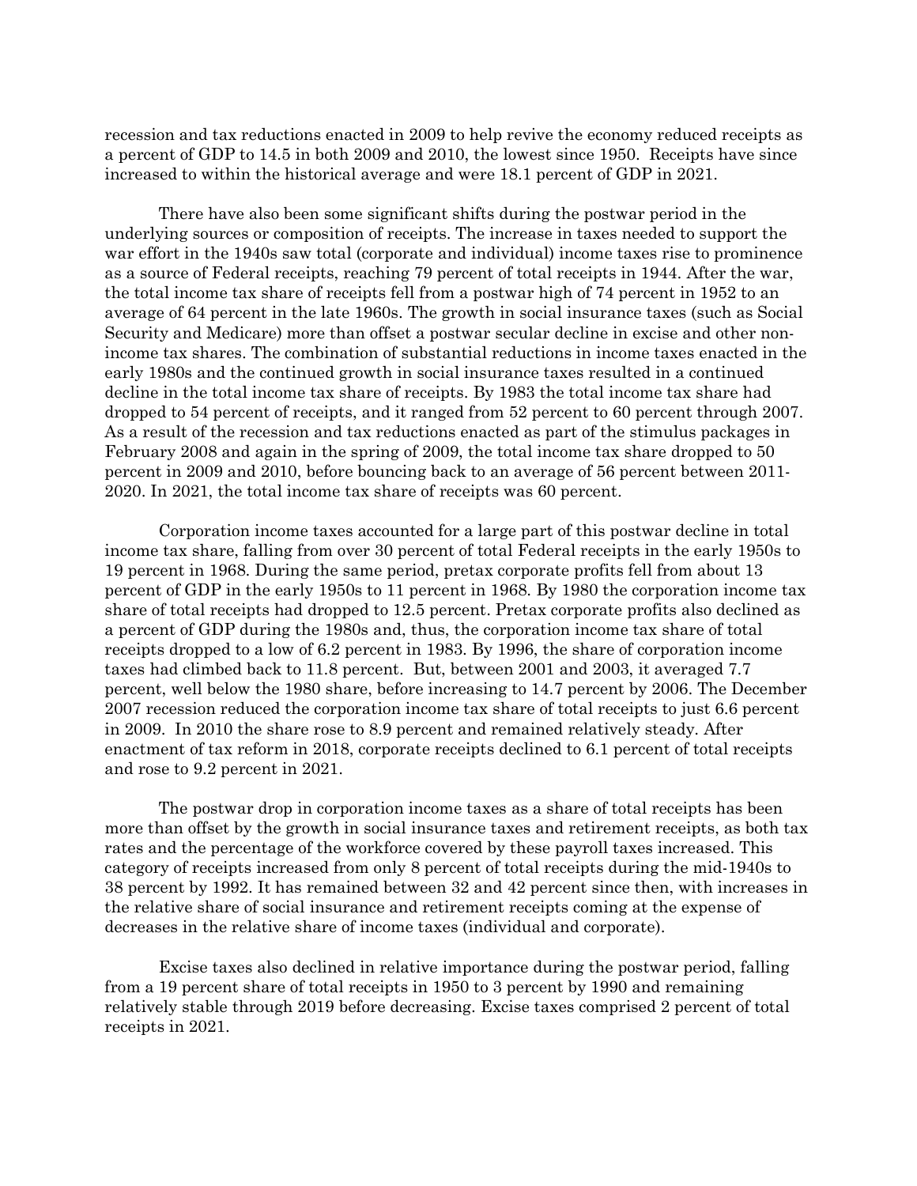recession and tax reductions enacted in 2009 to help revive the economy reduced receipts as a percent of GDP to 14.5 in both 2009 and 2010, the lowest since 1950. Receipts have since increased to within the historical average and were 18.1 percent of GDP in 2021.

There have also been some significant shifts during the postwar period in the underlying sources or composition of receipts. The increase in taxes needed to support the war effort in the 1940s saw total (corporate and individual) income taxes rise to prominence as a source of Federal receipts, reaching 79 percent of total receipts in 1944. After the war, the total income tax share of receipts fell from a postwar high of 74 percent in 1952 to an average of 64 percent in the late 1960s. The growth in social insurance taxes (such as Social Security and Medicare) more than offset a postwar secular decline in excise and other non-income tax shares. The combination of substantial reductions in income taxes enacted in the early 1980s and the continued growth in social insurance taxes resulted in a continued decline in the total income tax share of receipts. By 1983 the total income tax share had dropped to 54 percent of receipts, and it ranged from 52 percent to 60 percent through 2007. As a result of the recession and tax reductions enacted as part of the stimulus packages in February 2008 and again in the spring of 2009, the total income tax share dropped to 50 percent in 2009 and 2010, before bouncing back to an average of 56 percent between 2011-2020. In 2021, the total income tax share of receipts was 60 percent.

Corporation income taxes accounted for a large part of this postwar decline in total income tax share, falling from over 30 percent of total Federal receipts in the early 1950s to 19 percent in 1968. During the same period, pretax corporate profits fell from about 13 percent of GDP in the early 1950s to 11 percent in 1968. By 1980 the corporation income tax share of total receipts had dropped to 12.5 percent. Pretax corporate profits also declined as a percent of GDP during the 1980s and, thus, the corporation income tax share of total receipts dropped to a low of 6.2 percent in 1983. By 1996, the share of corporation income taxes had climbed back to 11.8 percent. But, between 2001 and 2003, it averaged 7.7 percent, well below the 1980 share, before increasing to 14.7 percent by 2006. The December 2007 recession reduced the corporation income tax share of total receipts to just 6.6 percent in 2009. In 2010 the share rose to 8.9 percent and remained relatively steady. After enactment of tax reform in 2018, corporate receipts declined to 6.1 percent of total receipts and rose to 9.2 percent in 2021.

The postwar drop in corporation income taxes as a share of total receipts has been more than offset by the growth in social insurance taxes and retirement receipts, as both tax rates and the percentage of the workforce covered by these payroll taxes increased. This category of receipts increased from only 8 percent of total receipts during the mid-1940s to 38 percent by 1992. It has remained between 32 and 42 percent since then, with increases in the relative share of social insurance and retirement receipts coming at the expense of decreases in the relative share of income taxes (individual and corporate).

Excise taxes also declined in relative importance during the postwar period, falling from a 19 percent share of total receipts in 1950 to 3 percent by 1990 and remaining relatively stable through 2019 before decreasing. Excise taxes comprised 2 percent of total receipts in 2021.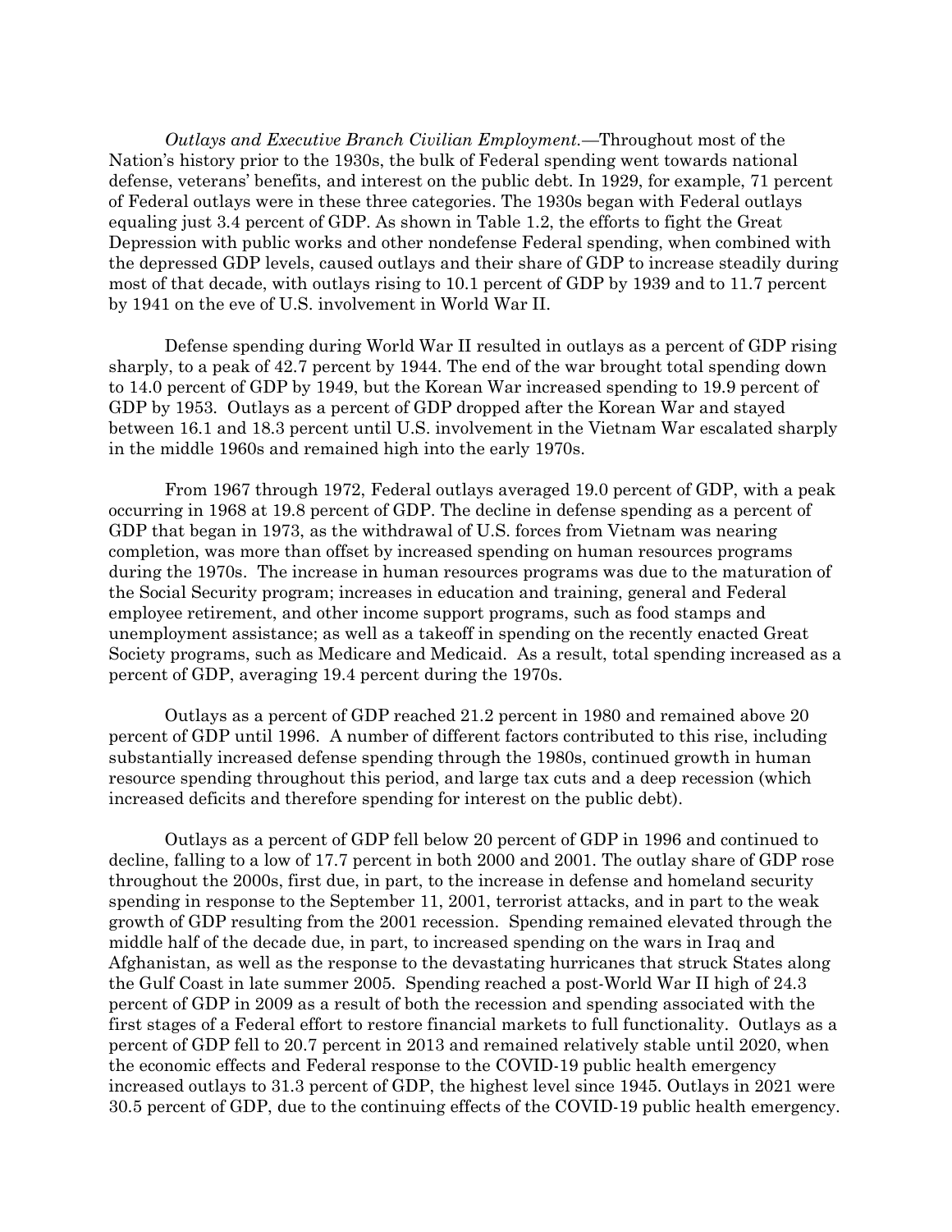*Outlays and Executive Branch Civilian Employment.*—Throughout most of the Nation's history prior to the 1930s, the bulk of Federal spending went towards national defense, veterans' benefits, and interest on the public debt. In 1929, for example, 71 percent of Federal outlays were in these three categories. The 1930s began with Federal outlays equaling just 3.4 percent of GDP. As shown in Table 1.2, the efforts to fight the Great Depression with public works and other nondefense Federal spending, when combined with the depressed GDP levels, caused outlays and their share of GDP to increase steadily during most of that decade, with outlays rising to 10.1 percent of GDP by 1939 and to 11.7 percent by 1941 on the eve of U.S. involvement in World War II.

Defense spending during World War II resulted in outlays as a percent of GDP rising sharply, to a peak of 42.7 percent by 1944. The end of the war brought total spending down to 14.0 percent of GDP by 1949, but the Korean War increased spending to 19.9 percent of GDP by 1953. Outlays as a percent of GDP dropped after the Korean War and stayed between 16.1 and 18.3 percent until U.S. involvement in the Vietnam War escalated sharply in the middle 1960s and remained high into the early 1970s.

From 1967 through 1972, Federal outlays averaged 19.0 percent of GDP, with a peak occurring in 1968 at 19.8 percent of GDP. The decline in defense spending as a percent of GDP that began in 1973, as the withdrawal of U.S. forces from Vietnam was nearing completion, was more than offset by increased spending on human resources programs during the 1970s. The increase in human resources programs was due to the maturation of the Social Security program; increases in education and training, general and Federal employee retirement, and other income support programs, such as food stamps and unemployment assistance; as well as a takeoff in spending on the recently enacted Great Society programs, such as Medicare and Medicaid. As a result, total spending increased as a percent of GDP, averaging 19.4 percent during the 1970s.

Outlays as a percent of GDP reached 21.2 percent in 1980 and remained above 20 percent of GDP until 1996. A number of different factors contributed to this rise, including substantially increased defense spending through the 1980s, continued growth in human resource spending throughout this period, and large tax cuts and a deep recession (which increased deficits and therefore spending for interest on the public debt).

Outlays as a percent of GDP fell below 20 percent of GDP in 1996 and continued to decline, falling to a low of 17.7 percent in both 2000 and 2001. The outlay share of GDP rose throughout the 2000s, first due, in part, to the increase in defense and homeland security spending in response to the September 11, 2001, terrorist attacks, and in part to the weak growth of GDP resulting from the 2001 recession. Spending remained elevated through the middle half of the decade due, in part, to increased spending on the wars in Iraq and Afghanistan, as well as the response to the devastating hurricanes that struck States along the Gulf Coast in late summer 2005. Spending reached a post-World War II high of 24.3 percent of GDP in 2009 as a result of both the recession and spending associated with the first stages of a Federal effort to restore financial markets to full functionality. Outlays as a percent of GDP fell to 20.7 percent in 2013 and remained relatively stable until 2020, when the economic effects and Federal response to the COVID-19 public health emergency increased outlays to 31.3 percent of GDP, the highest level since 1945. Outlays in 2021 were 30.5 percent of GDP, due to the continuing effects of the COVID-19 public health emergency.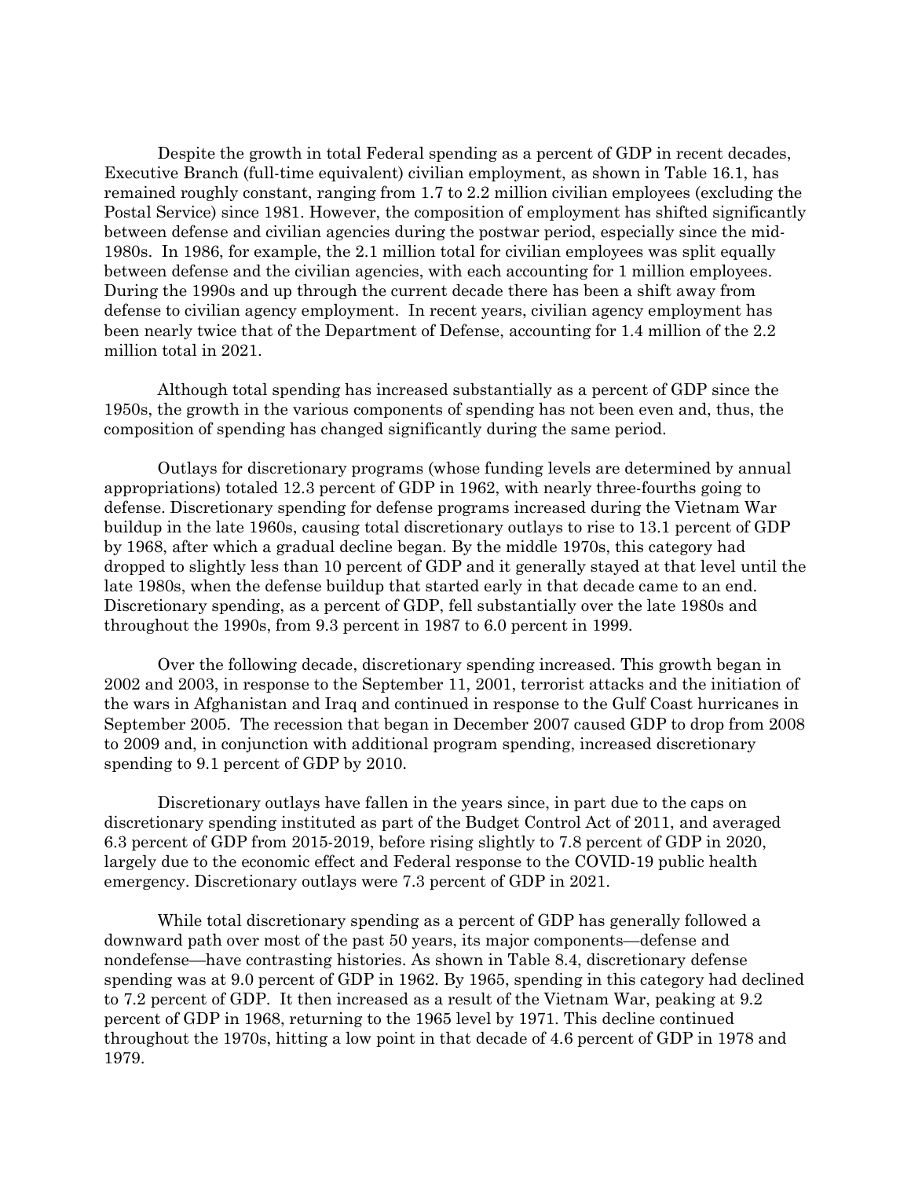Despite the growth in total Federal spending as a percent of GDP in recent decades, Executive Branch (full-time equivalent) civilian employment, as shown in Table 16.1, has remained roughly constant, ranging from 1.7 to 2.2 million civilian employees (excluding the Postal Service) since 1981. However, the composition of employment has shifted significantly between defense and civilian agencies during the postwar period, especially since the mid-1980s. In 1986, for example, the 2.1 million total for civilian employees was split equally between defense and the civilian agencies, with each accounting for 1 million employees. During the 1990s and up through the current decade there has been a shift away from defense to civilian agency employment. In recent years, civilian agency employment has been nearly twice that of the Department of Defense, accounting for 1.4 million of the 2.2 million total in 2021.

Although total spending has increased substantially as a percent of GDP since the 1950s, the growth in the various components of spending has not been even and, thus, the composition of spending has changed significantly during the same period.

Outlays for discretionary programs (whose funding levels are determined by annual appropriations) totaled 12.3 percent of GDP in 1962, with nearly three-fourths going to defense. Discretionary spending for defense programs increased during the Vietnam War buildup in the late 1960s, causing total discretionary outlays to rise to 13.1 percent of GDP by 1968, after which a gradual decline began. By the middle 1970s, this category had dropped to slightly less than 10 percent of GDP and it generally stayed at that level until the late 1980s, when the defense buildup that started early in that decade came to an end. Discretionary spending, as a percent of GDP, fell substantially over the late 1980s and throughout the 1990s, from 9.3 percent in 1987 to 6.0 percent in 1999.

Over the following decade, discretionary spending increased. This growth began in 2002 and 2003, in response to the September 11, 2001, terrorist attacks and the initiation of the wars in Afghanistan and Iraq and continued in response to the Gulf Coast hurricanes in September 2005. The recession that began in December 2007 caused GDP to drop from 2008 to 2009 and, in conjunction with additional program spending, increased discretionary spending to 9.1 percent of GDP by 2010.

Discretionary outlays have fallen in the years since, in part due to the caps on discretionary spending instituted as part of the Budget Control Act of 2011, and averaged 6.3 percent of GDP from 2015-2019, before rising slightly to 7.8 percent of GDP in 2020, largely due to the economic effect and Federal response to the COVID-19 public health emergency. Discretionary outlays were 7.3 percent of GDP in 2021.

While total discretionary spending as a percent of GDP has generally followed a downward path over most of the past 50 years, its major components—defense and nondefense—have contrasting histories. As shown in Table 8.4, discretionary defense spending was at 9.0 percent of GDP in 1962. By 1965, spending in this category had declined to 7.2 percent of GDP. It then increased as a result of the Vietnam War, peaking at 9.2 percent of GDP in 1968, returning to the 1965 level by 1971. This decline continued throughout the 1970s, hitting a low point in that decade of 4.6 percent of GDP in 1978 and 1979.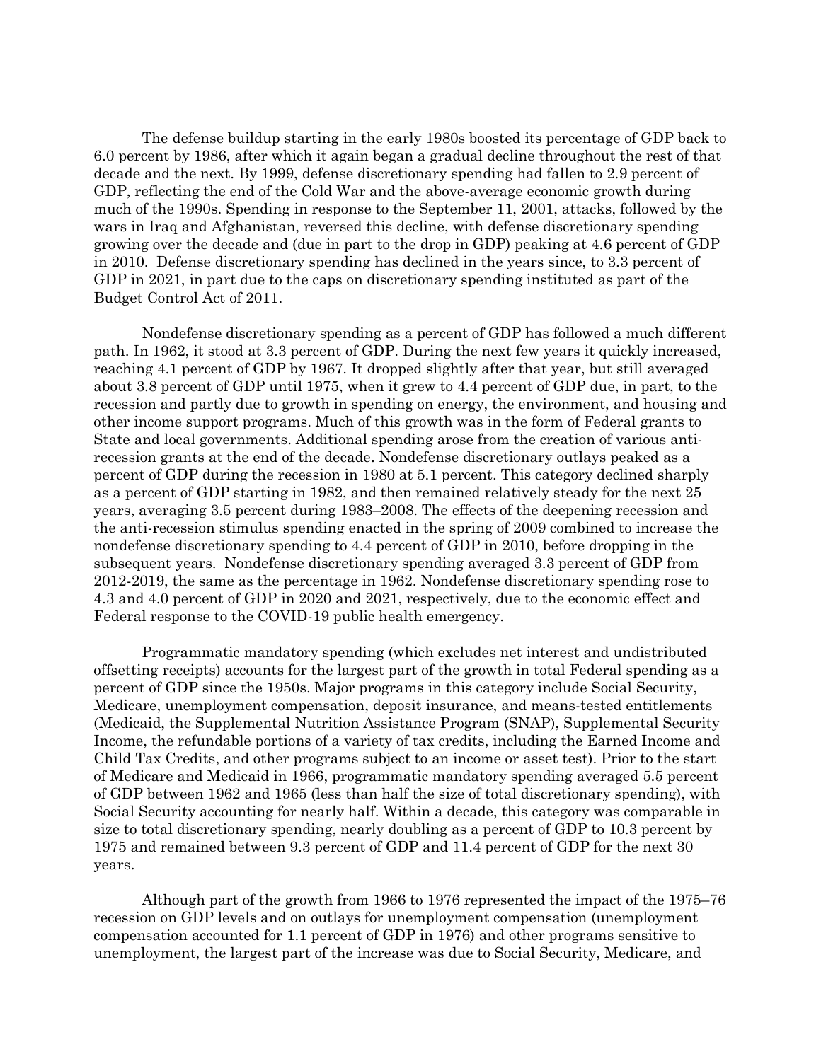The defense buildup starting in the early 1980s boosted its percentage of GDP back to 6.0 percent by 1986, after which it again began a gradual decline throughout the rest of that decade and the next. By 1999, defense discretionary spending had fallen to 2.9 percent of GDP, reflecting the end of the Cold War and the above-average economic growth during much of the 1990s. Spending in response to the September 11, 2001, attacks, followed by the wars in Iraq and Afghanistan, reversed this decline, with defense discretionary spending growing over the decade and (due in part to the drop in GDP) peaking at 4.6 percent of GDP in 2010. Defense discretionary spending has declined in the years since, to 3.3 percent of GDP in 2021, in part due to the caps on discretionary spending instituted as part of the Budget Control Act of 2011.

Nondefense discretionary spending as a percent of GDP has followed a much different path. In 1962, it stood at 3.3 percent of GDP. During the next few years it quickly increased, reaching 4.1 percent of GDP by 1967. It dropped slightly after that year, but still averaged about 3.8 percent of GDP until 1975, when it grew to 4.4 percent of GDP due, in part, to the recession and partly due to growth in spending on energy, the environment, and housing and other income support programs. Much of this growth was in the form of Federal grants to State and local governments. Additional spending arose from the creation of various anti-recession grants at the end of the decade. Nondefense discretionary outlays peaked as a percent of GDP during the recession in 1980 at 5.1 percent. This category declined sharply as a percent of GDP starting in 1982, and then remained relatively steady for the next 25 years, averaging 3.5 percent during 1983–2008. The effects of the deepening recession and the anti-recession stimulus spending enacted in the spring of 2009 combined to increase the nondefense discretionary spending to 4.4 percent of GDP in 2010, before dropping in the subsequent years. Nondefense discretionary spending averaged 3.3 percent of GDP from 2012-2019, the same as the percentage in 1962. Nondefense discretionary spending rose to 4.3 and 4.0 percent of GDP in 2020 and 2021, respectively, due to the economic effect and Federal response to the COVID-19 public health emergency.

Programmatic mandatory spending (which excludes net interest and undistributed offsetting receipts) accounts for the largest part of the growth in total Federal spending as a percent of GDP since the 1950s. Major programs in this category include Social Security, Medicare, unemployment compensation, deposit insurance, and means-tested entitlements (Medicaid, the Supplemental Nutrition Assistance Program (SNAP), Supplemental Security Income, the refundable portions of a variety of tax credits, including the Earned Income and Child Tax Credits, and other programs subject to an income or asset test). Prior to the start of Medicare and Medicaid in 1966, programmatic mandatory spending averaged 5.5 percent of GDP between 1962 and 1965 (less than half the size of total discretionary spending), with Social Security accounting for nearly half. Within a decade, this category was comparable in size to total discretionary spending, nearly doubling as a percent of GDP to 10.3 percent by 1975 and remained between 9.3 percent of GDP and 11.4 percent of GDP for the next 30 years.

Although part of the growth from 1966 to 1976 represented the impact of the 1975–76 recession on GDP levels and on outlays for unemployment compensation (unemployment compensation accounted for 1.1 percent of GDP in 1976) and other programs sensitive to unemployment, the largest part of the increase was due to Social Security, Medicare, and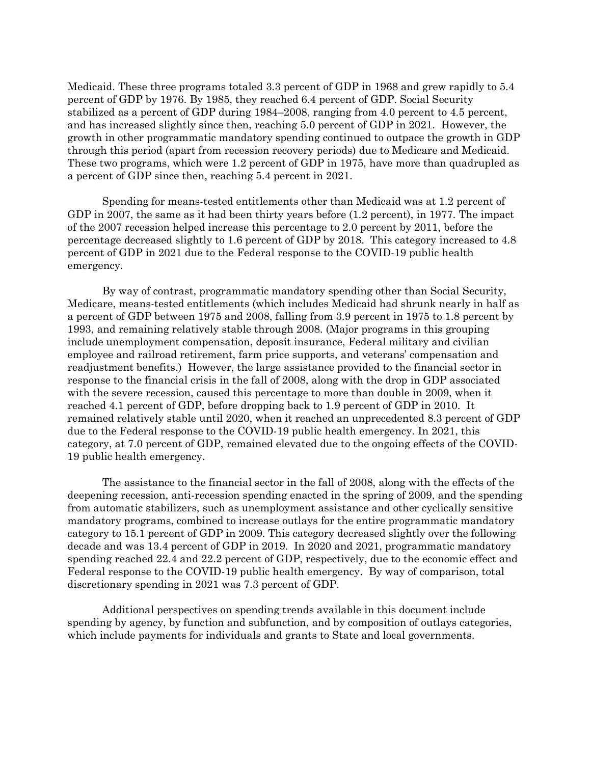Medicaid. These three programs totaled 3.3 percent of GDP in 1968 and grew rapidly to 5.4 percent of GDP by 1976. By 1985, they reached 6.4 percent of GDP. Social Security stabilized as a percent of GDP during 1984–2008, ranging from 4.0 percent to 4.5 percent, and has increased slightly since then, reaching 5.0 percent of GDP in 2021. However, the growth in other programmatic mandatory spending continued to outpace the growth in GDP through this period (apart from recession recovery periods) due to Medicare and Medicaid. These two programs, which were 1.2 percent of GDP in 1975, have more than quadrupled as a percent of GDP since then, reaching 5.4 percent in 2021.

Spending for means-tested entitlements other than Medicaid was at 1.2 percent of GDP in 2007, the same as it had been thirty years before (1.2 percent), in 1977. The impact of the 2007 recession helped increase this percentage to 2.0 percent by 2011, before the percentage decreased slightly to 1.6 percent of GDP by 2018. This category increased to 4.8 percent of GDP in 2021 due to the Federal response to the COVID-19 public health emergency.

By way of contrast, programmatic mandatory spending other than Social Security, Medicare, means-tested entitlements (which includes Medicaid had shrunk nearly in half as a percent of GDP between 1975 and 2008, falling from 3.9 percent in 1975 to 1.8 percent by 1993, and remaining relatively stable through 2008. (Major programs in this grouping include unemployment compensation, deposit insurance, Federal military and civilian employee and railroad retirement, farm price supports, and veterans' compensation and readjustment benefits.) However, the large assistance provided to the financial sector in response to the financial crisis in the fall of 2008, along with the drop in GDP associated with the severe recession, caused this percentage to more than double in 2009, when it reached 4.1 percent of GDP, before dropping back to 1.9 percent of GDP in 2010. It remained relatively stable until 2020, when it reached an unprecedented 8.3 percent of GDP due to the Federal response to the COVID-19 public health emergency. In 2021, this category, at 7.0 percent of GDP, remained elevated due to the ongoing effects of the COVID-19 public health emergency.

The assistance to the financial sector in the fall of 2008, along with the effects of the deepening recession, anti-recession spending enacted in the spring of 2009, and the spending from automatic stabilizers, such as unemployment assistance and other cyclically sensitive mandatory programs, combined to increase outlays for the entire programmatic mandatory category to 15.1 percent of GDP in 2009. This category decreased slightly over the following decade and was 13.4 percent of GDP in 2019. In 2020 and 2021, programmatic mandatory spending reached 22.4 and 22.2 percent of GDP, respectively, due to the economic effect and Federal response to the COVID-19 public health emergency. By way of comparison, total discretionary spending in 2021 was 7.3 percent of GDP.

Additional perspectives on spending trends available in this document include spending by agency, by function and subfunction, and by composition of outlays categories, which include payments for individuals and grants to State and local governments.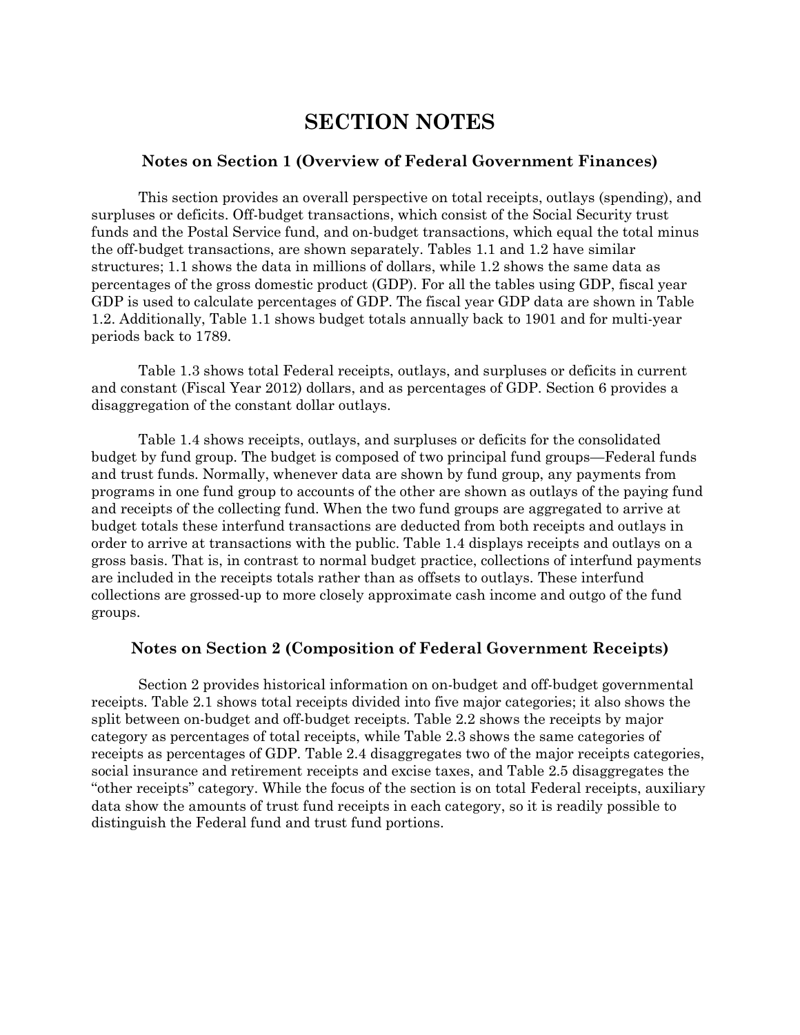# SECTION NOTES

### Notes on Section 1 (Overview of Federal Government Finances)

This section provides an overall perspective on total receipts, outlays (spending), and surpluses or deficits. Off-budget transactions, which consist of the Social Security trust funds and the Postal Service fund, and on-budget transactions, which equal the total minus the off-budget transactions, are shown separately. Tables 1.1 and 1.2 have similar structures; 1.1 shows the data in millions of dollars, while 1.2 shows the same data as percentages of the gross domestic product (GDP). For all the tables using GDP, fiscal year GDP is used to calculate percentages of GDP. The fiscal year GDP data are shown in Table 1.2. Additionally, Table 1.1 shows budget totals annually back to 1901 and for multi-year periods back to 1789.

Table 1.3 shows total Federal receipts, outlays, and surpluses or deficits in current and constant (Fiscal Year 2012) dollars, and as percentages of GDP. Section 6 provides a disaggregation of the constant dollar outlays.

Table 1.4 shows receipts, outlays, and surpluses or deficits for the consolidated budget by fund group. The budget is composed of two principal fund groups—Federal funds and trust funds. Normally, whenever data are shown by fund group, any payments from programs in one fund group to accounts of the other are shown as outlays of the paying fund and receipts of the collecting fund. When the two fund groups are aggregated to arrive at budget totals these interfund transactions are deducted from both receipts and outlays in order to arrive at transactions with the public. Table 1.4 displays receipts and outlays on a gross basis. That is, in contrast to normal budget practice, collections of interfund payments are included in the receipts totals rather than as offsets to outlays. These interfund collections are grossed-up to more closely approximate cash income and outgo of the fund groups.

### Notes on Section 2 (Composition of Federal Government Receipts)

Section 2 provides historical information on on-budget and off-budget governmental receipts. Table 2.1 shows total receipts divided into five major categories; it also shows the split between on-budget and off-budget receipts. Table 2.2 shows the receipts by major category as percentages of total receipts, while Table 2.3 shows the same categories of receipts as percentages of GDP. Table 2.4 disaggregates two of the major receipts categories, social insurance and retirement receipts and excise taxes, and Table 2.5 disaggregates the "other receipts" category. While the focus of the section is on total Federal receipts, auxiliary data show the amounts of trust fund receipts in each category, so it is readily possible to distinguish the Federal fund and trust fund portions.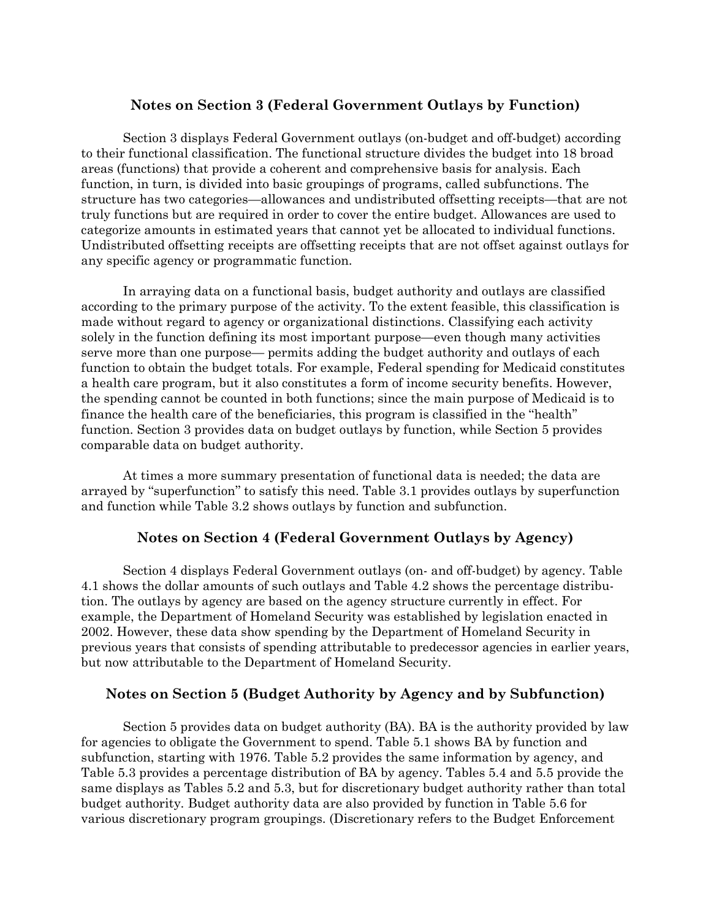## Notes on Section 3 (Federal Government Outlays by Function)

Section 3 displays Federal Government outlays (on-budget and off-budget) according to their functional classification. The functional structure divides the budget into 18 broad areas (functions) that provide a coherent and comprehensive basis for analysis. Each function, in turn, is divided into basic groupings of programs, called subfunctions. The structure has two categories—allowances and undistributed offsetting receipts—that are not truly functions but are required in order to cover the entire budget. Allowances are used to categorize amounts in estimated years that cannot yet be allocated to individual functions. Undistributed offsetting receipts are offsetting receipts that are not offset against outlays for any specific agency or programmatic function.

In arraying data on a functional basis, budget authority and outlays are classified according to the primary purpose of the activity. To the extent feasible, this classification is made without regard to agency or organizational distinctions. Classifying each activity solely in the function defining its most important purpose—even though many activities serve more than one purpose— permits adding the budget authority and outlays of each function to obtain the budget totals. For example, Federal spending for Medicaid constitutes a health care program, but it also constitutes a form of income security benefits. However, the spending cannot be counted in both functions; since the main purpose of Medicaid is to finance the health care of the beneficiaries, this program is classified in the "health" function. Section 3 provides data on budget outlays by function, while Section 5 provides comparable data on budget authority.

At times a more summary presentation of functional data is needed; the data are arrayed by "superfunction" to satisfy this need. Table 3.1 provides outlays by superfunction and function while Table 3.2 shows outlays by function and subfunction.

## Notes on Section 4 (Federal Government Outlays by Agency)

Section 4 displays Federal Government outlays (on- and off-budget) by agency. Table 4.1 shows the dollar amounts of such outlays and Table 4.2 shows the percentage distribution. The outlays by agency are based on the agency structure currently in effect. For example, the Department of Homeland Security was established by legislation enacted in 2002. However, these data show spending by the Department of Homeland Security in previous years that consists of spending attributable to predecessor agencies in earlier years, but now attributable to the Department of Homeland Security.

## Notes on Section 5 (Budget Authority by Agency and by Subfunction)

Section 5 provides data on budget authority (BA). BA is the authority provided by law for agencies to obligate the Government to spend. Table 5.1 shows BA by function and subfunction, starting with 1976. Table 5.2 provides the same information by agency, and Table 5.3 provides a percentage distribution of BA by agency. Tables 5.4 and 5.5 provide the same displays as Tables 5.2 and 5.3, but for discretionary budget authority rather than total budget authority. Budget authority data are also provided by function in Table 5.6 for various discretionary program groupings. (Discretionary refers to the Budget Enforcement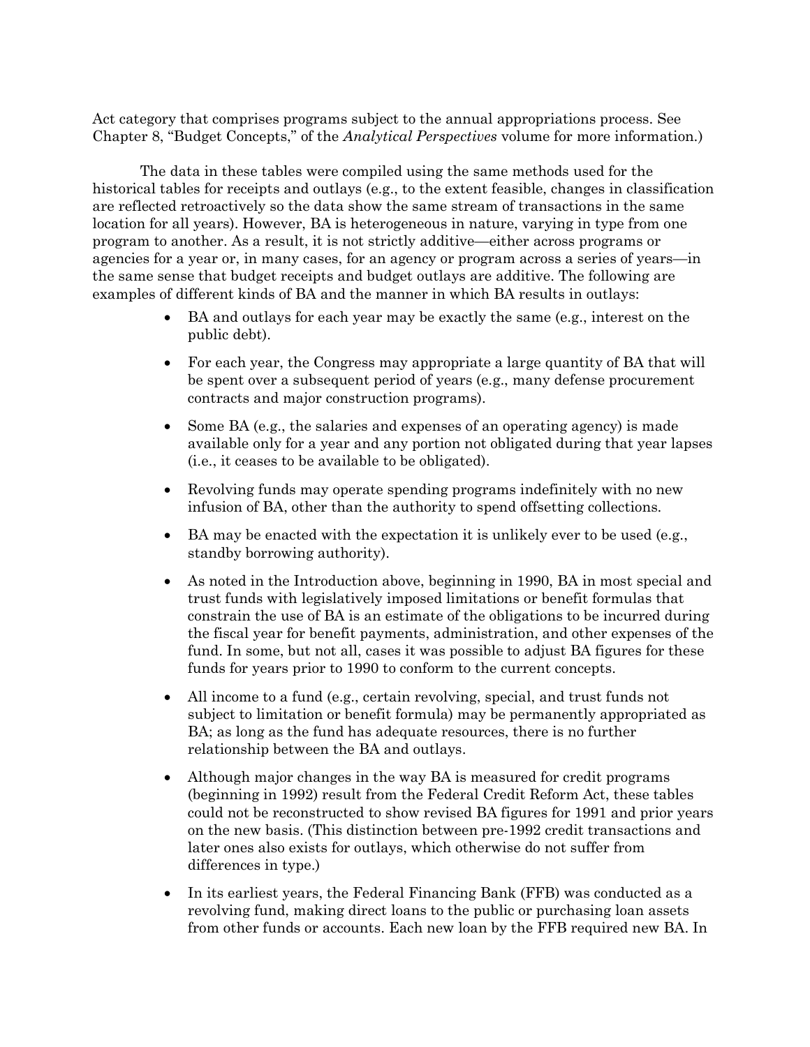Act category that comprises programs subject to the annual appropriations process. See Chapter 8, "Budget Concepts," of the *Analytical Perspectives* volume for more information.)

The data in these tables were compiled using the same methods used for the historical tables for receipts and outlays (e.g., to the extent feasible, changes in classification are reflected retroactively so the data show the same stream of transactions in the same location for all years). However, BA is heterogeneous in nature, varying in type from one program to another. As a result, it is not strictly additive—either across programs or agencies for a year or, in many cases, for an agency or program across a series of years—in the same sense that budget receipts and budget outlays are additive. The following are examples of different kinds of BA and the manner in which BA results in outlays:

- BA and outlays for each year may be exactly the same (e.g., interest on the public debt).
- For each year, the Congress may appropriate a large quantity of BA that will be spent over a subsequent period of years (e.g., many defense procurement contracts and major construction programs).
- Some BA (e.g., the salaries and expenses of an operating agency) is made available only for a year and any portion not obligated during that year lapses (i.e., it ceases to be available to be obligated).
- Revolving funds may operate spending programs indefinitely with no new infusion of BA, other than the authority to spend offsetting collections.
- BA may be enacted with the expectation it is unlikely ever to be used (e.g., standby borrowing authority).
- As noted in the Introduction above, beginning in 1990, BA in most special and trust funds with legislatively imposed limitations or benefit formulas that constrain the use of BA is an estimate of the obligations to be incurred during the fiscal year for benefit payments, administration, and other expenses of the fund. In some, but not all, cases it was possible to adjust BA figures for these funds for years prior to 1990 to conform to the current concepts.
- All income to a fund (e.g., certain revolving, special, and trust funds not subject to limitation or benefit formula) may be permanently appropriated as BA; as long as the fund has adequate resources, there is no further relationship between the BA and outlays.
- Although major changes in the way BA is measured for credit programs (beginning in 1992) result from the Federal Credit Reform Act, these tables could not be reconstructed to show revised BA figures for 1991 and prior years on the new basis. (This distinction between pre-1992 credit transactions and later ones also exists for outlays, which otherwise do not suffer from differences in type.)
- In its earliest years, the Federal Financing Bank (FFB) was conducted as a revolving fund, making direct loans to the public or purchasing loan assets from other funds or accounts. Each new loan by the FFB required new BA. In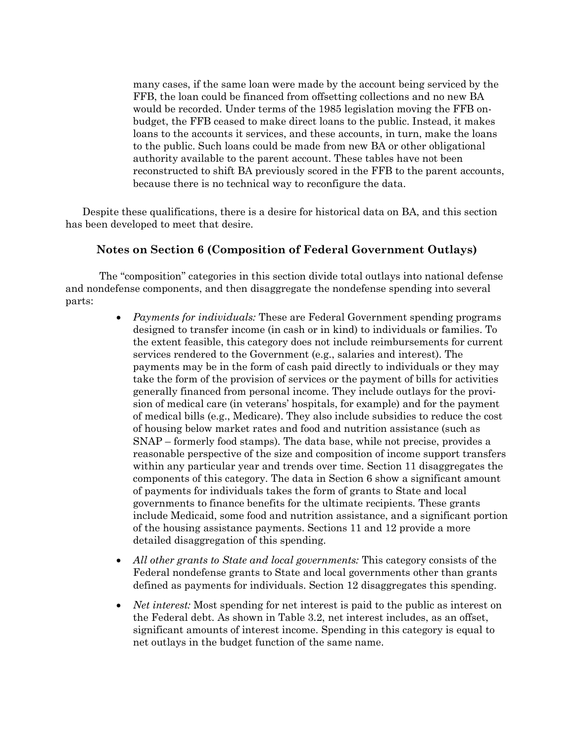many cases, if the same loan were made by the account being serviced by the FFB, the loan could be financed from offsetting collections and no new BA would be recorded. Under terms of the 1985 legislation moving the FFB on-budget, the FFB ceased to make direct loans to the public. Instead, it makes loans to the accounts it services, and these accounts, in turn, make the loans to the public. Such loans could be made from new BA or other obligational authority available to the parent account. These tables have not been reconstructed to shift BA previously scored in the FFB to the parent accounts, because there is no technical way to reconfigure the data.

Despite these qualifications, there is a desire for historical data on BA, and this section has been developed to meet that desire.

### Notes on Section 6 (Composition of Federal Government Outlays)

The "composition" categories in this section divide total outlays into national defense and nondefense components, and then disaggregate the nondefense spending into several parts:

- *Payments for individuals:* These are Federal Government spending programs designed to transfer income (in cash or in kind) to individuals or families. To the extent feasible, this category does not include reimbursements for current services rendered to the Government (e.g., salaries and interest). The payments may be in the form of cash paid directly to individuals or they may take the form of the provision of services or the payment of bills for activities generally financed from personal income. They include outlays for the provision of medical care (in veterans' hospitals, for example) and for the payment of medical bills (e.g., Medicare). They also include subsidies to reduce the cost of housing below market rates and food and nutrition assistance (such as SNAP – formerly food stamps). The data base, while not precise, provides a reasonable perspective of the size and composition of income support transfers within any particular year and trends over time. Section 11 disaggregates the components of this category. The data in Section 6 show a significant amount of payments for individuals takes the form of grants to State and local governments to finance benefits for the ultimate recipients. These grants include Medicaid, some food and nutrition assistance, and a significant portion of the housing assistance payments. Sections 11 and 12 provide a more detailed disaggregation of this spending.

- *All other grants to State and local governments:* This category consists of the Federal nondefense grants to State and local governments other than grants defined as payments for individuals. Section 12 disaggregates this spending.

- *Net interest:* Most spending for net interest is paid to the public as interest on the Federal debt. As shown in Table 3.2, net interest includes, as an offset, significant amounts of interest income. Spending in this category is equal to net outlays in the budget function of the same name.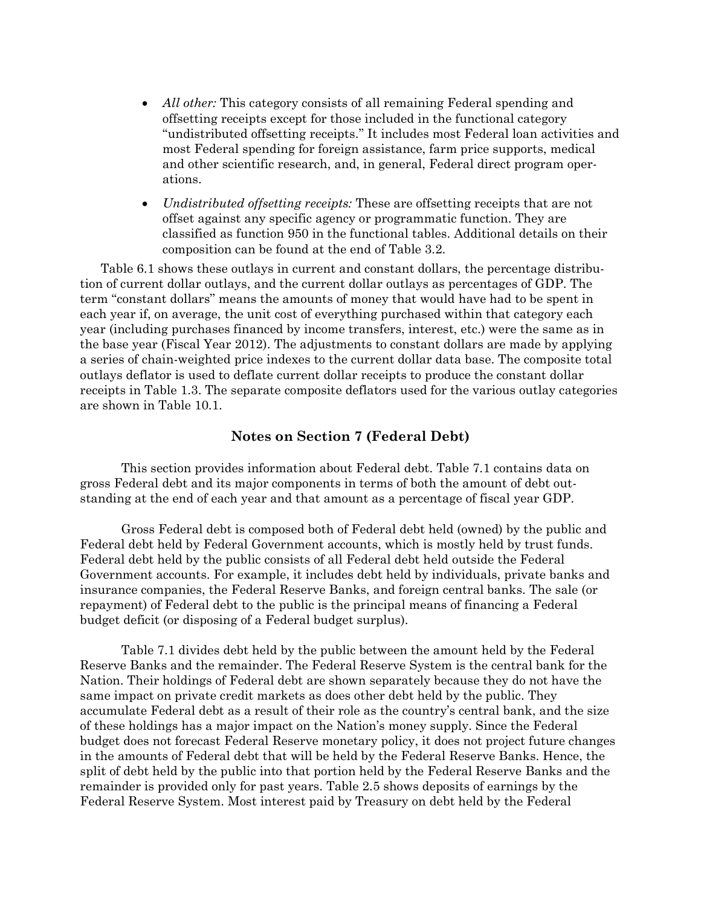- *All other:* This category consists of all remaining Federal spending and offsetting receipts except for those included in the functional category "undistributed offsetting receipts." It includes most Federal loan activities and most Federal spending for foreign assistance, farm price supports, medical and other scientific research, and, in general, Federal direct program operations.
- *Undistributed offsetting receipts:* These are offsetting receipts that are not offset against any specific agency or programmatic function. They are classified as function 950 in the functional tables. Additional details on their composition can be found at the end of Table 3.2.

Table 6.1 shows these outlays in current and constant dollars, the percentage distribution of current dollar outlays, and the current dollar outlays as percentages of GDP. The term "constant dollars" means the amounts of money that would have had to be spent in each year if, on average, the unit cost of everything purchased within that category each year (including purchases financed by income transfers, interest, etc.) were the same as in the base year (Fiscal Year 2012). The adjustments to constant dollars are made by applying a series of chain-weighted price indexes to the current dollar data base. The composite total outlays deflator is used to deflate current dollar receipts to produce the constant dollar receipts in Table 1.3. The separate composite deflators used for the various outlay categories are shown in Table 10.1.

## Notes on Section 7 (Federal Debt)

This section provides information about Federal debt. Table 7.1 contains data on gross Federal debt and its major components in terms of both the amount of debt outstanding at the end of each year and that amount as a percentage of fiscal year GDP.

Gross Federal debt is composed both of Federal debt held (owned) by the public and Federal debt held by Federal Government accounts, which is mostly held by trust funds. Federal debt held by the public consists of all Federal debt held outside the Federal Government accounts. For example, it includes debt held by individuals, private banks and insurance companies, the Federal Reserve Banks, and foreign central banks. The sale (or repayment) of Federal debt to the public is the principal means of financing a Federal budget deficit (or disposing of a Federal budget surplus).

Table 7.1 divides debt held by the public between the amount held by the Federal Reserve Banks and the remainder. The Federal Reserve System is the central bank for the Nation. Their holdings of Federal debt are shown separately because they do not have the same impact on private credit markets as does other debt held by the public. They accumulate Federal debt as a result of their role as the country's central bank, and the size of these holdings has a major impact on the Nation's money supply. Since the Federal budget does not forecast Federal Reserve monetary policy, it does not project future changes in the amounts of Federal debt that will be held by the Federal Reserve Banks. Hence, the split of debt held by the public into that portion held by the Federal Reserve Banks and the remainder is provided only for past years. Table 2.5 shows deposits of earnings by the Federal Reserve System. Most interest paid by Treasury on debt held by the Federal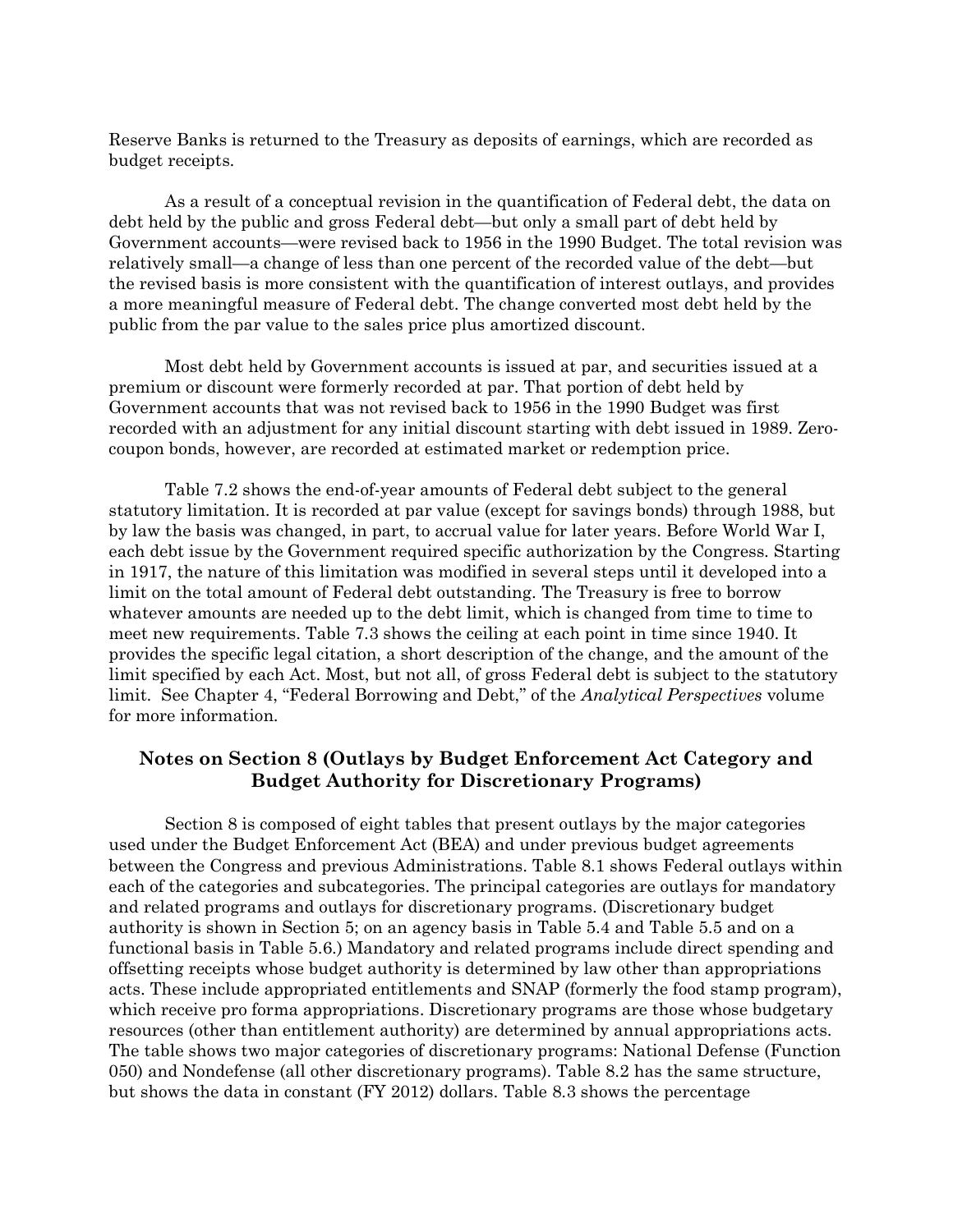Reserve Banks is returned to the Treasury as deposits of earnings, which are recorded as budget receipts.

As a result of a conceptual revision in the quantification of Federal debt, the data on debt held by the public and gross Federal debt—but only a small part of debt held by Government accounts—were revised back to 1956 in the 1990 Budget. The total revision was relatively small—a change of less than one percent of the recorded value of the debt—but the revised basis is more consistent with the quantification of interest outlays, and provides a more meaningful measure of Federal debt. The change converted most debt held by the public from the par value to the sales price plus amortized discount.

Most debt held by Government accounts is issued at par, and securities issued at a premium or discount were formerly recorded at par. That portion of debt held by Government accounts that was not revised back to 1956 in the 1990 Budget was first recorded with an adjustment for any initial discount starting with debt issued in 1989. Zero-coupon bonds, however, are recorded at estimated market or redemption price.

Table 7.2 shows the end-of-year amounts of Federal debt subject to the general statutory limitation. It is recorded at par value (except for savings bonds) through 1988, but by law the basis was changed, in part, to accrual value for later years. Before World War I, each debt issue by the Government required specific authorization by the Congress. Starting in 1917, the nature of this limitation was modified in several steps until it developed into a limit on the total amount of Federal debt outstanding. The Treasury is free to borrow whatever amounts are needed up to the debt limit, which is changed from time to time to meet new requirements. Table 7.3 shows the ceiling at each point in time since 1940. It provides the specific legal citation, a short description of the change, and the amount of the limit specified by each Act. Most, but not all, of gross Federal debt is subject to the statutory limit. See Chapter 4, "Federal Borrowing and Debt," of the *Analytical Perspectives* volume for more information.

## Notes on Section 8 (Outlays by Budget Enforcement Act Category and Budget Authority for Discretionary Programs)

Section 8 is composed of eight tables that present outlays by the major categories used under the Budget Enforcement Act (BEA) and under previous budget agreements between the Congress and previous Administrations. Table 8.1 shows Federal outlays within each of the categories and subcategories. The principal categories are outlays for mandatory and related programs and outlays for discretionary programs. (Discretionary budget authority is shown in Section 5; on an agency basis in Table 5.4 and Table 5.5 and on a functional basis in Table 5.6.) Mandatory and related programs include direct spending and offsetting receipts whose budget authority is determined by law other than appropriations acts. These include appropriated entitlements and SNAP (formerly the food stamp program), which receive pro forma appropriations. Discretionary programs are those whose budgetary resources (other than entitlement authority) are determined by annual appropriations acts. The table shows two major categories of discretionary programs: National Defense (Function 050) and Nondefense (all other discretionary programs). Table 8.2 has the same structure, but shows the data in constant (FY 2012) dollars. Table 8.3 shows the percentage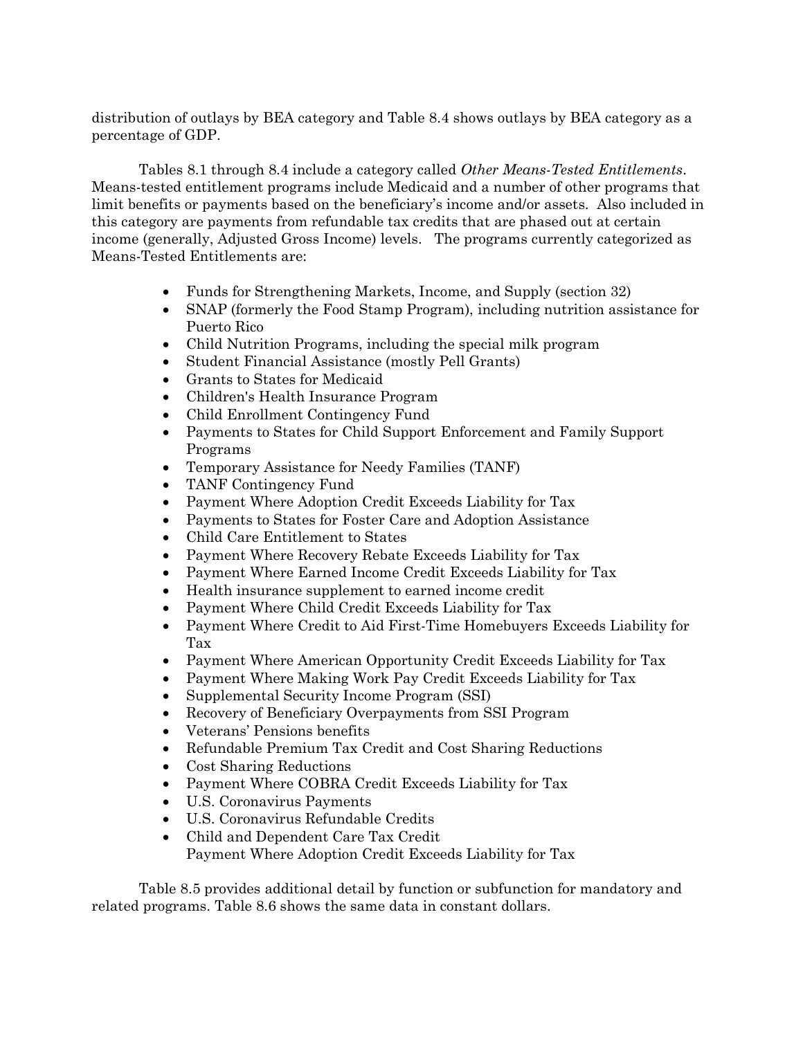distribution of outlays by BEA category and Table 8.4 shows outlays by BEA category as a percentage of GDP.

Tables 8.1 through 8.4 include a category called *Other Means-Tested Entitlements*. Means-tested entitlement programs include Medicaid and a number of other programs that limit benefits or payments based on the beneficiary's income and/or assets. Also included in this category are payments from refundable tax credits that are phased out at certain income (generally, Adjusted Gross Income) levels. The programs currently categorized as Means-Tested Entitlements are:

- Funds for Strengthening Markets, Income, and Supply (section 32)
- SNAP (formerly the Food Stamp Program), including nutrition assistance for Puerto Rico
- Child Nutrition Programs, including the special milk program
- Student Financial Assistance (mostly Pell Grants)
- Grants to States for Medicaid
- Children's Health Insurance Program
- Child Enrollment Contingency Fund
- Payments to States for Child Support Enforcement and Family Support Programs
- Temporary Assistance for Needy Families (TANF)
- TANF Contingency Fund
- Payment Where Adoption Credit Exceeds Liability for Tax
- Payments to States for Foster Care and Adoption Assistance
- Child Care Entitlement to States
- Payment Where Recovery Rebate Exceeds Liability for Tax
- Payment Where Earned Income Credit Exceeds Liability for Tax
- Health insurance supplement to earned income credit
- Payment Where Child Credit Exceeds Liability for Tax
- Payment Where Credit to Aid First-Time Homebuyers Exceeds Liability for Tax
- Payment Where American Opportunity Credit Exceeds Liability for Tax
- Payment Where Making Work Pay Credit Exceeds Liability for Tax
- Supplemental Security Income Program (SSI)
- Recovery of Beneficiary Overpayments from SSI Program
- Veterans' Pensions benefits
- Refundable Premium Tax Credit and Cost Sharing Reductions
- Cost Sharing Reductions
- Payment Where COBRA Credit Exceeds Liability for Tax
- U.S. Coronavirus Payments
- U.S. Coronavirus Refundable Credits
- Child and Dependent Care Tax Credit
  Payment Where Adoption Credit Exceeds Liability for Tax

Table 8.5 provides additional detail by function or subfunction for mandatory and related programs. Table 8.6 shows the same data in constant dollars.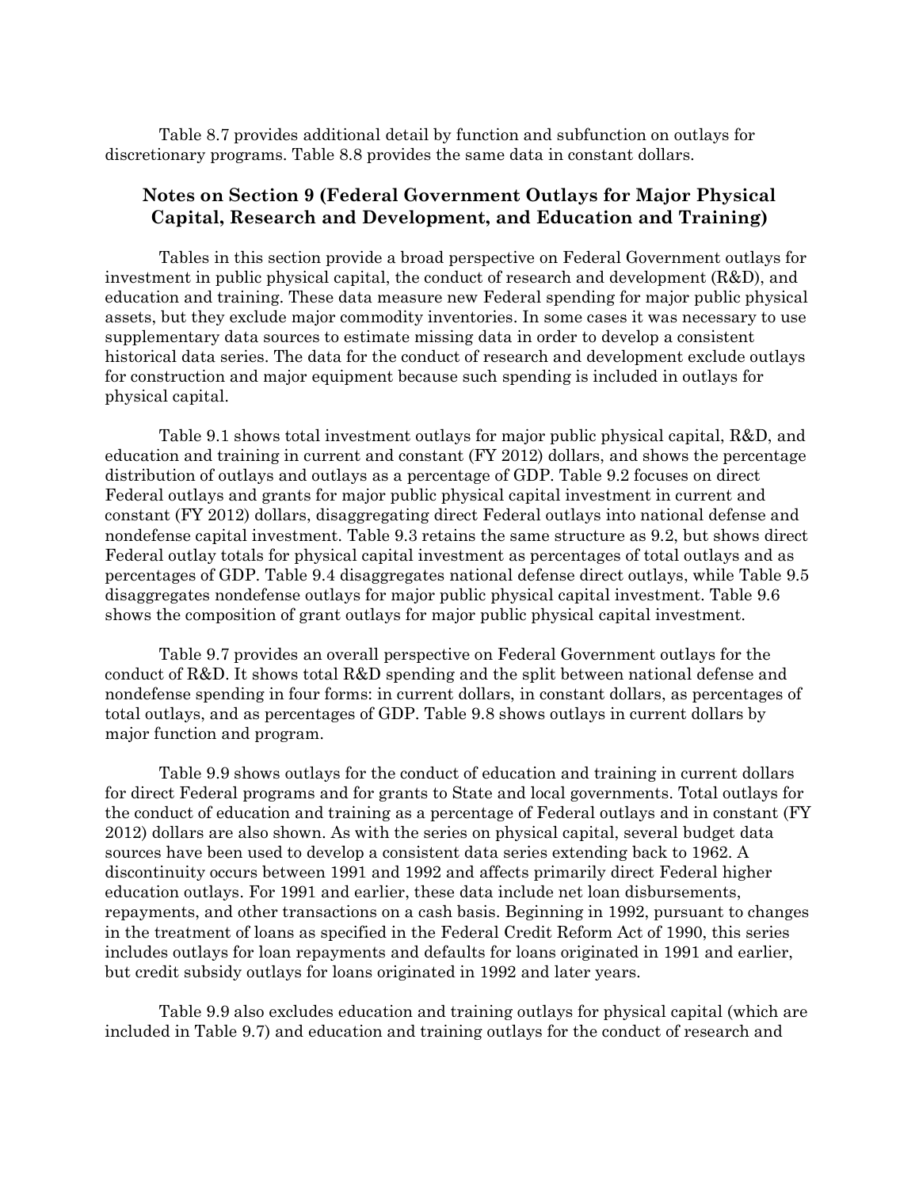Table 8.7 provides additional detail by function and subfunction on outlays for discretionary programs. Table 8.8 provides the same data in constant dollars.

## Notes on Section 9 (Federal Government Outlays for Major Physical Capital, Research and Development, and Education and Training)

Tables in this section provide a broad perspective on Federal Government outlays for investment in public physical capital, the conduct of research and development (R&D), and education and training. These data measure new Federal spending for major public physical assets, but they exclude major commodity inventories. In some cases it was necessary to use supplementary data sources to estimate missing data in order to develop a consistent historical data series. The data for the conduct of research and development exclude outlays for construction and major equipment because such spending is included in outlays for physical capital.

Table 9.1 shows total investment outlays for major public physical capital, R&D, and education and training in current and constant (FY 2012) dollars, and shows the percentage distribution of outlays and outlays as a percentage of GDP. Table 9.2 focuses on direct Federal outlays and grants for major public physical capital investment in current and constant (FY 2012) dollars, disaggregating direct Federal outlays into national defense and nondefense capital investment. Table 9.3 retains the same structure as 9.2, but shows direct Federal outlay totals for physical capital investment as percentages of total outlays and as percentages of GDP. Table 9.4 disaggregates national defense direct outlays, while Table 9.5 disaggregates nondefense outlays for major public physical capital investment. Table 9.6 shows the composition of grant outlays for major public physical capital investment.

Table 9.7 provides an overall perspective on Federal Government outlays for the conduct of R&D. It shows total R&D spending and the split between national defense and nondefense spending in four forms: in current dollars, in constant dollars, as percentages of total outlays, and as percentages of GDP. Table 9.8 shows outlays in current dollars by major function and program.

Table 9.9 shows outlays for the conduct of education and training in current dollars for direct Federal programs and for grants to State and local governments. Total outlays for the conduct of education and training as a percentage of Federal outlays and in constant (FY 2012) dollars are also shown. As with the series on physical capital, several budget data sources have been used to develop a consistent data series extending back to 1962. A discontinuity occurs between 1991 and 1992 and affects primarily direct Federal higher education outlays. For 1991 and earlier, these data include net loan disbursements, repayments, and other transactions on a cash basis. Beginning in 1992, pursuant to changes in the treatment of loans as specified in the Federal Credit Reform Act of 1990, this series includes outlays for loan repayments and defaults for loans originated in 1991 and earlier, but credit subsidy outlays for loans originated in 1992 and later years.

Table 9.9 also excludes education and training outlays for physical capital (which are included in Table 9.7) and education and training outlays for the conduct of research and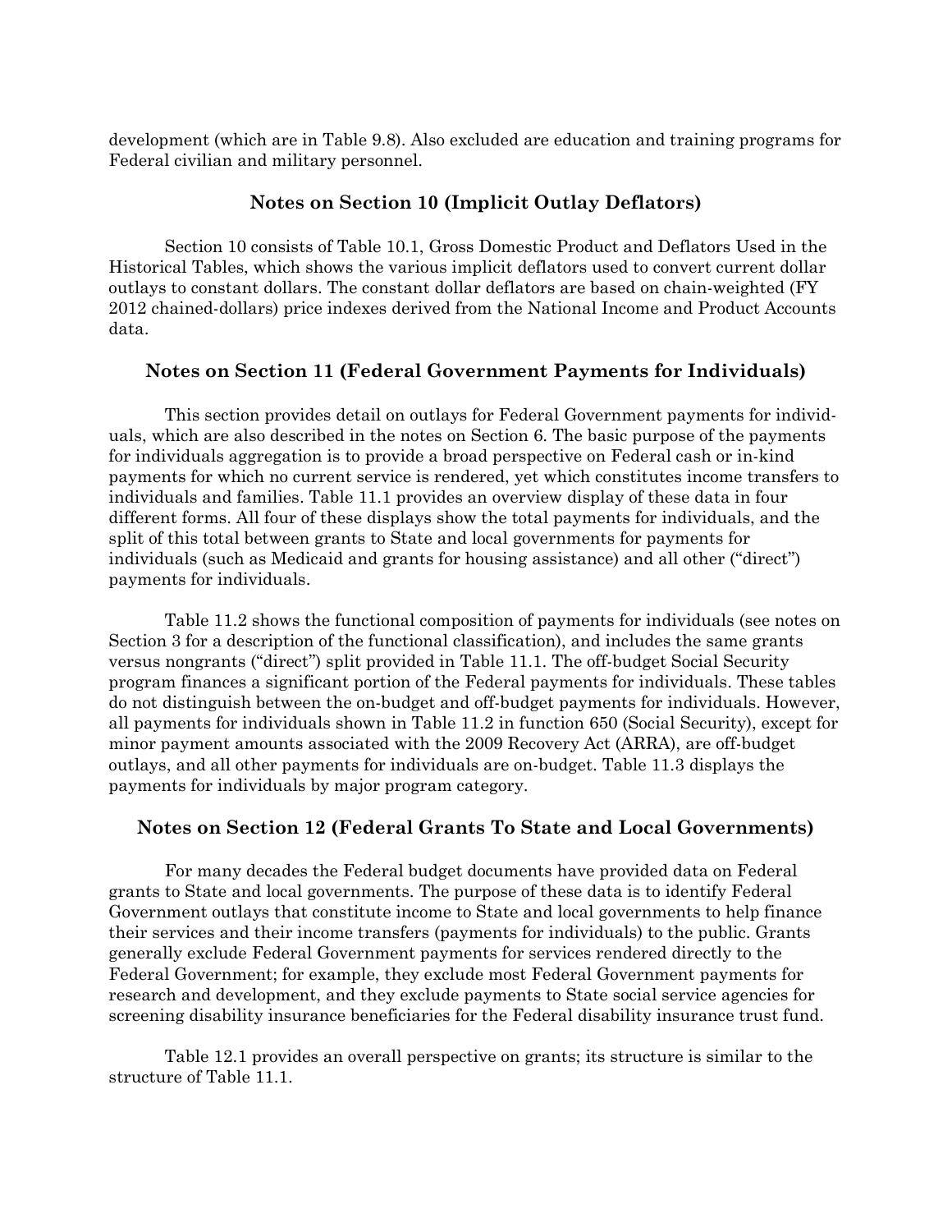development (which are in Table 9.8). Also excluded are education and training programs for Federal civilian and military personnel.

## Notes on Section 10 (Implicit Outlay Deflators)

Section 10 consists of Table 10.1, Gross Domestic Product and Deflators Used in the Historical Tables, which shows the various implicit deflators used to convert current dollar outlays to constant dollars. The constant dollar deflators are based on chain-weighted (FY 2012 chained-dollars) price indexes derived from the National Income and Product Accounts data.

## Notes on Section 11 (Federal Government Payments for Individuals)

This section provides detail on outlays for Federal Government payments for individuals, which are also described in the notes on Section 6. The basic purpose of the payments for individuals aggregation is to provide a broad perspective on Federal cash or in-kind payments for which no current service is rendered, yet which constitutes income transfers to individuals and families. Table 11.1 provides an overview display of these data in four different forms. All four of these displays show the total payments for individuals, and the split of this total between grants to State and local governments for payments for individuals (such as Medicaid and grants for housing assistance) and all other ("direct") payments for individuals.

Table 11.2 shows the functional composition of payments for individuals (see notes on Section 3 for a description of the functional classification), and includes the same grants versus nongrants ("direct") split provided in Table 11.1. The off-budget Social Security program finances a significant portion of the Federal payments for individuals. These tables do not distinguish between the on-budget and off-budget payments for individuals. However, all payments for individuals shown in Table 11.2 in function 650 (Social Security), except for minor payment amounts associated with the 2009 Recovery Act (ARRA), are off-budget outlays, and all other payments for individuals are on-budget. Table 11.3 displays the payments for individuals by major program category.

## Notes on Section 12 (Federal Grants To State and Local Governments)

For many decades the Federal budget documents have provided data on Federal grants to State and local governments. The purpose of these data is to identify Federal Government outlays that constitute income to State and local governments to help finance their services and their income transfers (payments for individuals) to the public. Grants generally exclude Federal Government payments for services rendered directly to the Federal Government; for example, they exclude most Federal Government payments for research and development, and they exclude payments to State social service agencies for screening disability insurance beneficiaries for the Federal disability insurance trust fund.

Table 12.1 provides an overall perspective on grants; its structure is similar to the structure of Table 11.1.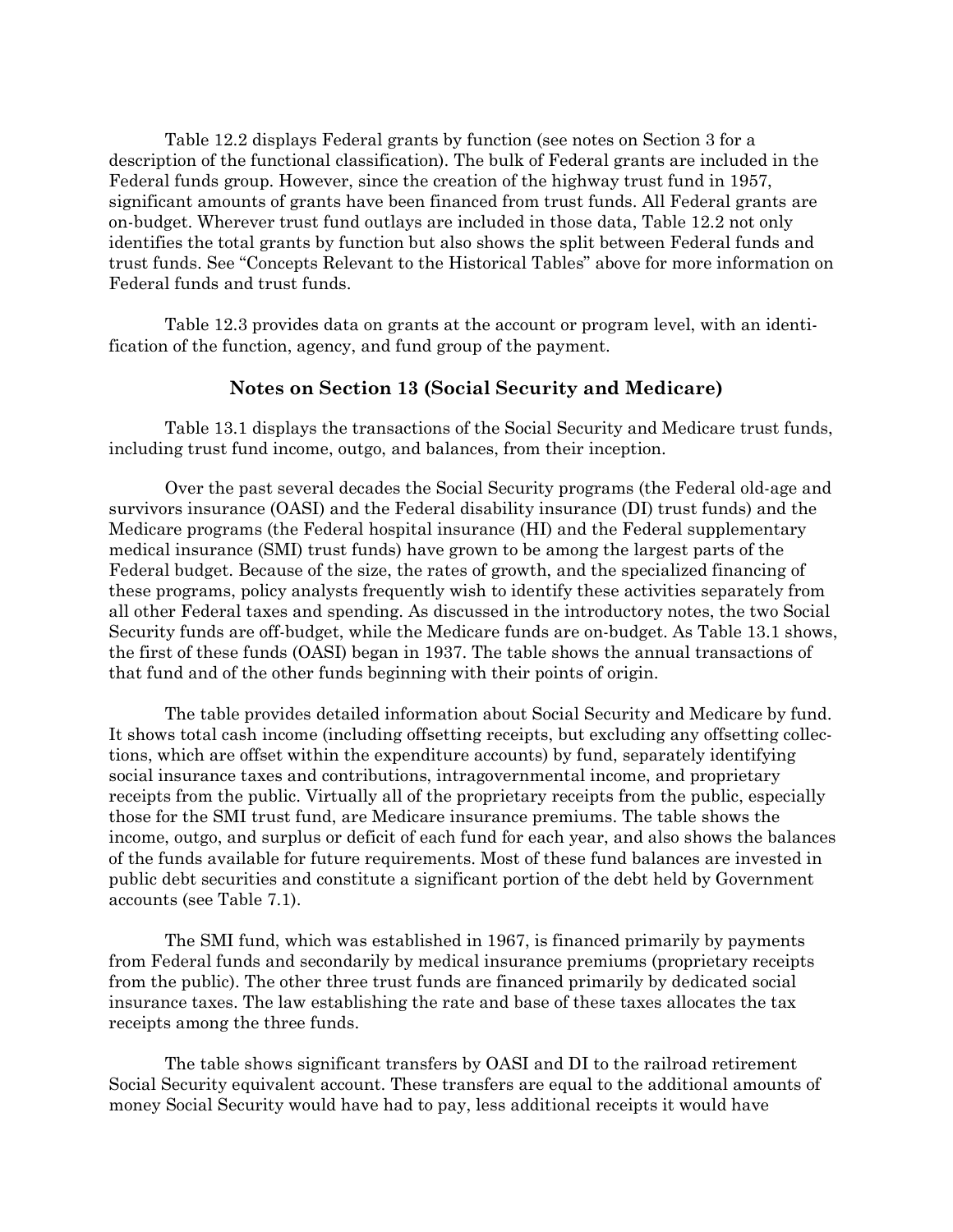Table 12.2 displays Federal grants by function (see notes on Section 3 for a description of the functional classification). The bulk of Federal grants are included in the Federal funds group. However, since the creation of the highway trust fund in 1957, significant amounts of grants have been financed from trust funds. All Federal grants are on-budget. Wherever trust fund outlays are included in those data, Table 12.2 not only identifies the total grants by function but also shows the split between Federal funds and trust funds. See "Concepts Relevant to the Historical Tables" above for more information on Federal funds and trust funds.

Table 12.3 provides data on grants at the account or program level, with an identification of the function, agency, and fund group of the payment.

## Notes on Section 13 (Social Security and Medicare)

Table 13.1 displays the transactions of the Social Security and Medicare trust funds, including trust fund income, outgo, and balances, from their inception.

Over the past several decades the Social Security programs (the Federal old-age and survivors insurance (OASI) and the Federal disability insurance (DI) trust funds) and the Medicare programs (the Federal hospital insurance (HI) and the Federal supplementary medical insurance (SMI) trust funds) have grown to be among the largest parts of the Federal budget. Because of the size, the rates of growth, and the specialized financing of these programs, policy analysts frequently wish to identify these activities separately from all other Federal taxes and spending. As discussed in the introductory notes, the two Social Security funds are off-budget, while the Medicare funds are on-budget. As Table 13.1 shows, the first of these funds (OASI) began in 1937. The table shows the annual transactions of that fund and of the other funds beginning with their points of origin.

The table provides detailed information about Social Security and Medicare by fund. It shows total cash income (including offsetting receipts, but excluding any offsetting collections, which are offset within the expenditure accounts) by fund, separately identifying social insurance taxes and contributions, intragovernmental income, and proprietary receipts from the public. Virtually all of the proprietary receipts from the public, especially those for the SMI trust fund, are Medicare insurance premiums. The table shows the income, outgo, and surplus or deficit of each fund for each year, and also shows the balances of the funds available for future requirements. Most of these fund balances are invested in public debt securities and constitute a significant portion of the debt held by Government accounts (see Table 7.1).

The SMI fund, which was established in 1967, is financed primarily by payments from Federal funds and secondarily by medical insurance premiums (proprietary receipts from the public). The other three trust funds are financed primarily by dedicated social insurance taxes. The law establishing the rate and base of these taxes allocates the tax receipts among the three funds.

The table shows significant transfers by OASI and DI to the railroad retirement Social Security equivalent account. These transfers are equal to the additional amounts of money Social Security would have had to pay, less additional receipts it would have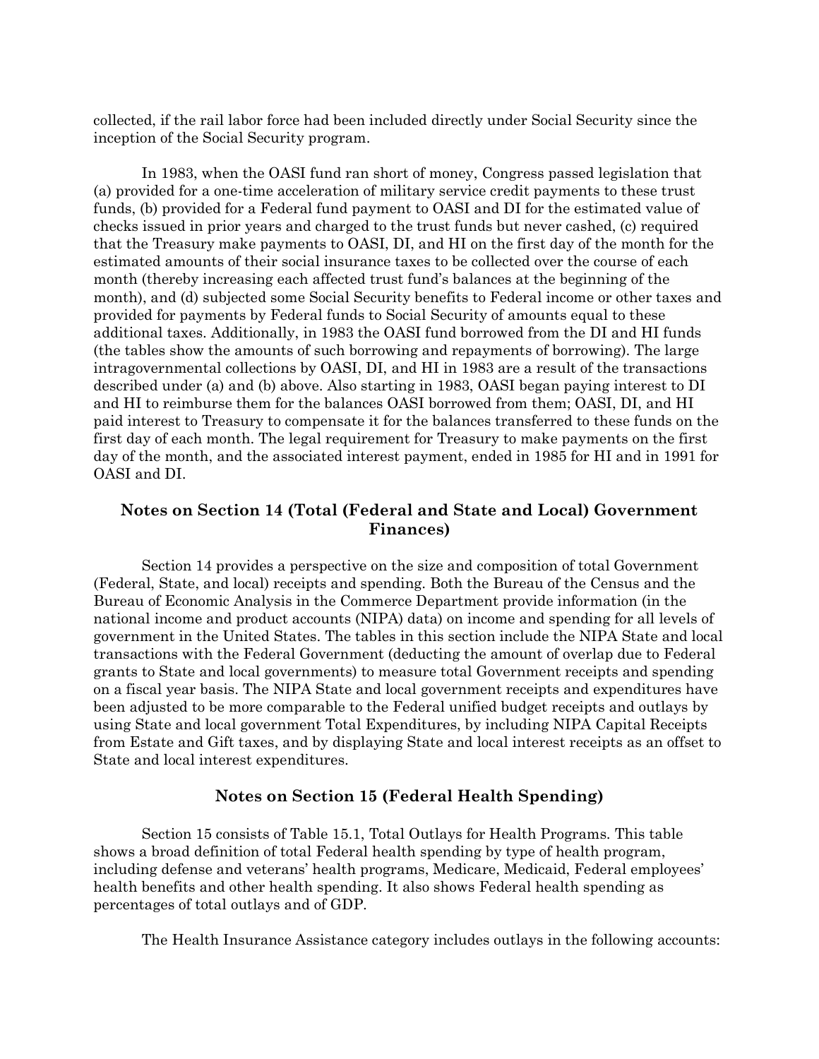collected, if the rail labor force had been included directly under Social Security since the inception of the Social Security program.

In 1983, when the OASI fund ran short of money, Congress passed legislation that (a) provided for a one-time acceleration of military service credit payments to these trust funds, (b) provided for a Federal fund payment to OASI and DI for the estimated value of checks issued in prior years and charged to the trust funds but never cashed, (c) required that the Treasury make payments to OASI, DI, and HI on the first day of the month for the estimated amounts of their social insurance taxes to be collected over the course of each month (thereby increasing each affected trust fund's balances at the beginning of the month), and (d) subjected some Social Security benefits to Federal income or other taxes and provided for payments by Federal funds to Social Security of amounts equal to these additional taxes. Additionally, in 1983 the OASI fund borrowed from the DI and HI funds (the tables show the amounts of such borrowing and repayments of borrowing). The large intragovernmental collections by OASI, DI, and HI in 1983 are a result of the transactions described under (a) and (b) above. Also starting in 1983, OASI began paying interest to DI and HI to reimburse them for the balances OASI borrowed from them; OASI, DI, and HI paid interest to Treasury to compensate it for the balances transferred to these funds on the first day of each month. The legal requirement for Treasury to make payments on the first day of the month, and the associated interest payment, ended in 1985 for HI and in 1991 for OASI and DI.

## Notes on Section 14 (Total (Federal and State and Local) Government Finances)

Section 14 provides a perspective on the size and composition of total Government (Federal, State, and local) receipts and spending. Both the Bureau of the Census and the Bureau of Economic Analysis in the Commerce Department provide information (in the national income and product accounts (NIPA) data) on income and spending for all levels of government in the United States. The tables in this section include the NIPA State and local transactions with the Federal Government (deducting the amount of overlap due to Federal grants to State and local governments) to measure total Government receipts and spending on a fiscal year basis. The NIPA State and local government receipts and expenditures have been adjusted to be more comparable to the Federal unified budget receipts and outlays by using State and local government Total Expenditures, by including NIPA Capital Receipts from Estate and Gift taxes, and by displaying State and local interest receipts as an offset to State and local interest expenditures.

## Notes on Section 15 (Federal Health Spending)

Section 15 consists of Table 15.1, Total Outlays for Health Programs. This table shows a broad definition of total Federal health spending by type of health program, including defense and veterans' health programs, Medicare, Medicaid, Federal employees' health benefits and other health spending. It also shows Federal health spending as percentages of total outlays and of GDP.

The Health Insurance Assistance category includes outlays in the following accounts: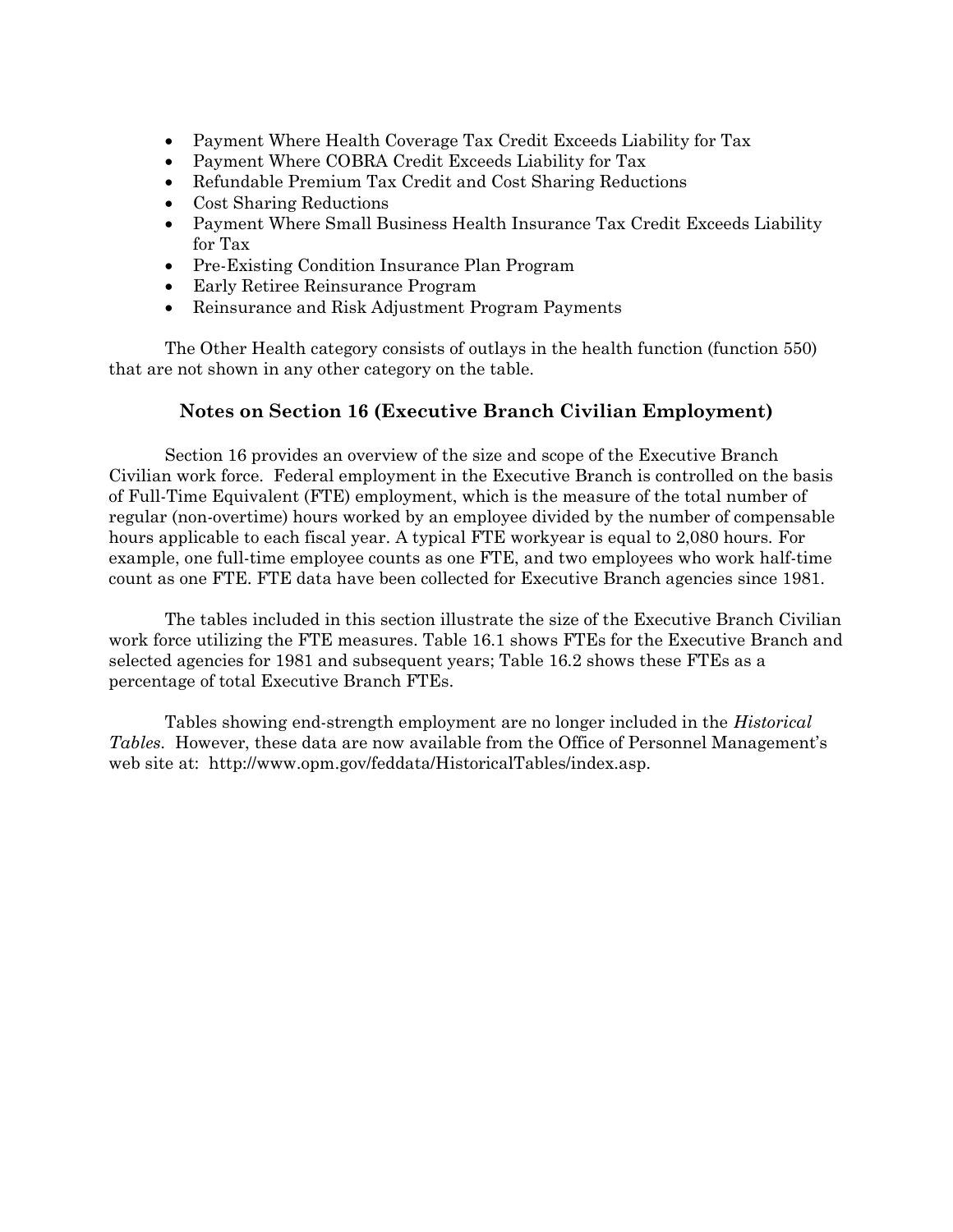- Payment Where Health Coverage Tax Credit Exceeds Liability for Tax
- Payment Where COBRA Credit Exceeds Liability for Tax
- Refundable Premium Tax Credit and Cost Sharing Reductions
- Cost Sharing Reductions
- Payment Where Small Business Health Insurance Tax Credit Exceeds Liability for Tax
- Pre-Existing Condition Insurance Plan Program
- Early Retiree Reinsurance Program
- Reinsurance and Risk Adjustment Program Payments

The Other Health category consists of outlays in the health function (function 550) that are not shown in any other category on the table.

## Notes on Section 16 (Executive Branch Civilian Employment)

Section 16 provides an overview of the size and scope of the Executive Branch Civilian work force. Federal employment in the Executive Branch is controlled on the basis of Full-Time Equivalent (FTE) employment, which is the measure of the total number of regular (non-overtime) hours worked by an employee divided by the number of compensable hours applicable to each fiscal year. A typical FTE workyear is equal to 2,080 hours. For example, one full-time employee counts as one FTE, and two employees who work half-time count as one FTE. FTE data have been collected for Executive Branch agencies since 1981.

The tables included in this section illustrate the size of the Executive Branch Civilian work force utilizing the FTE measures. Table 16.1 shows FTEs for the Executive Branch and selected agencies for 1981 and subsequent years; Table 16.2 shows these FTEs as a percentage of total Executive Branch FTEs.

Tables showing end-strength employment are no longer included in the *Historical Tables*. However, these data are now available from the Office of Personnel Management's web site at: http://www.opm.gov/feddata/HistoricalTables/index.asp.